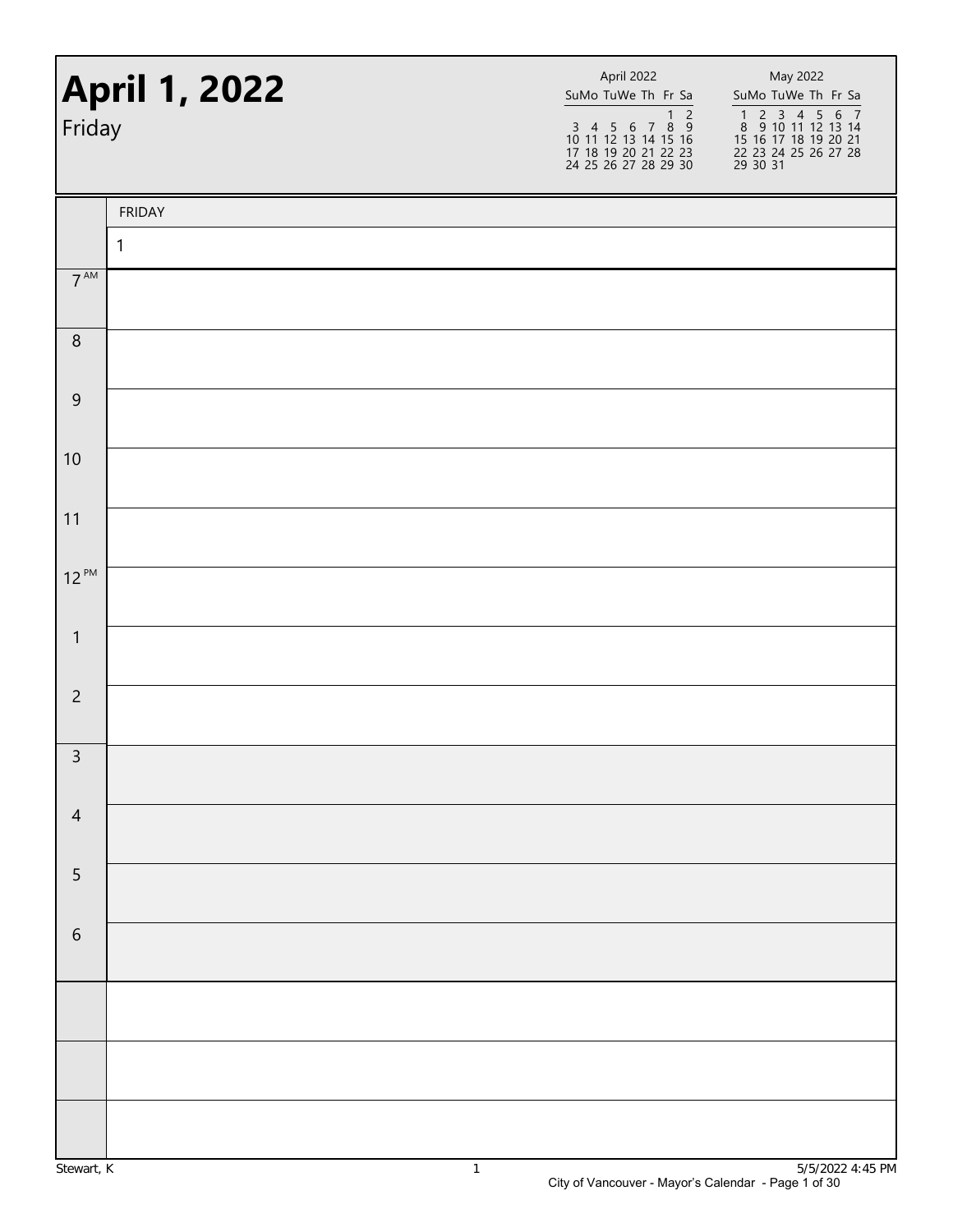# April 1, 2022

Friday

| April 2022 | | | | | | |
|---|---|---|---|---|---|---|
| Su | Mo | Tu | We | Th | Fr | Sa |
| | | | | | 1 | 2 |
| 3 | 4 | 5 | 6 | 7 | 8 | 9 |
| 10 | 11 | 12 | 13 | 14 | 15 | 16 |
| 17 | 18 | 19 | 20 | 21 | 22 | 23 |
| 24 | 25 | 26 | 27 | 28 | 29 | 30 |

| May 2022 | | | | | | |
|---|---|---|---|---|---|---|
| Su | Mo | Tu | We | Th | Fr | Sa |
| 1 | 2 | 3 | 4 | 5 | 6 | 7 |
| 8 | 9 | 10 | 11 | 12 | 13 | 14 |
| 15 | 16 | 17 | 18 | 19 | 20 | 21 |
| 22 | 23 | 24 | 25 | 26 | 27 | 28 |
| 29 | 30 | 31 | | | | |

| | FRIDAY |
|---|---|
| | 1 |
| 7 AM | |
| 8 | |
| 9 | |
| 10 | |
| 11 | |
| 12 PM | |
| 1 | |
| 2 | |
| 3 | |
| 4 | |
| 5 | |
| 6 | |
| | |
| | |
| | |

Stewart, K

5/5/2022 4:45 PM

City of Vancouver - Mayor's Calendar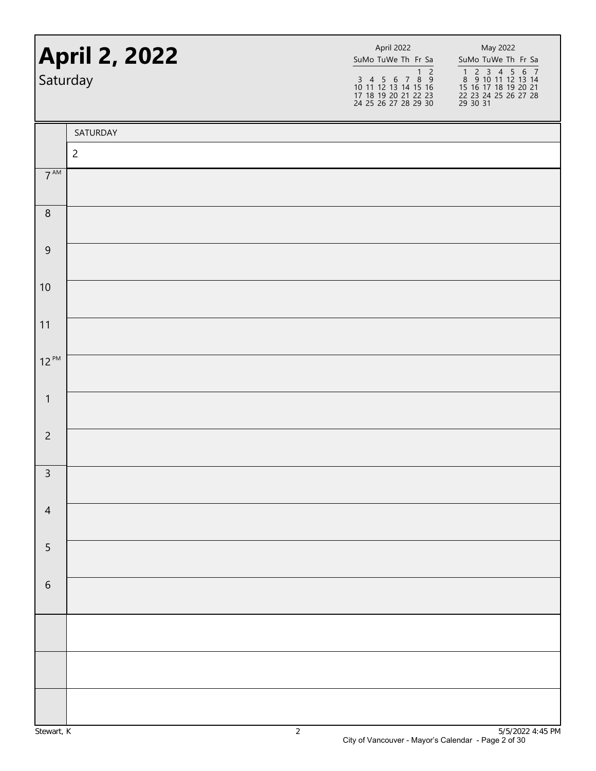# April 2, 2022

Saturday

| April 2022 | | | | | | |
|---|---|---|---|---|---|---|
| Su | Mo | Tu | We | Th | Fr | Sa |
| | | | | | 1 | 2 |
| 3 | 4 | 5 | 6 | 7 | 8 | 9 |
| 10 | 11 | 12 | 13 | 14 | 15 | 16 |
| 17 | 18 | 19 | 20 | 21 | 22 | 23 |
| 24 | 25 | 26 | 27 | 28 | 29 | 30 |

| May 2022 | | | | | | |
|---|---|---|---|---|---|---|
| Su | Mo | Tu | We | Th | Fr | Sa |
| 1 | 2 | 3 | 4 | 5 | 6 | 7 |
| 8 | 9 | 10 | 11 | 12 | 13 | 14 |
| 15 | 16 | 17 | 18 | 19 | 20 | 21 |
| 22 | 23 | 24 | 25 | 26 | 27 | 28 |
| 29 | 30 | 31 | | | | |

| | SATURDAY |
|---|---|
| | 2 |
| 7 AM | |
| 8 | |
| 9 | |
| 10 | |
| 11 | |
| 12 PM | |
| 1 | |
| 2 | |
| 3 | |
| 4 | |
| 5 | |
| 6 | |
| | |
| | |
| | |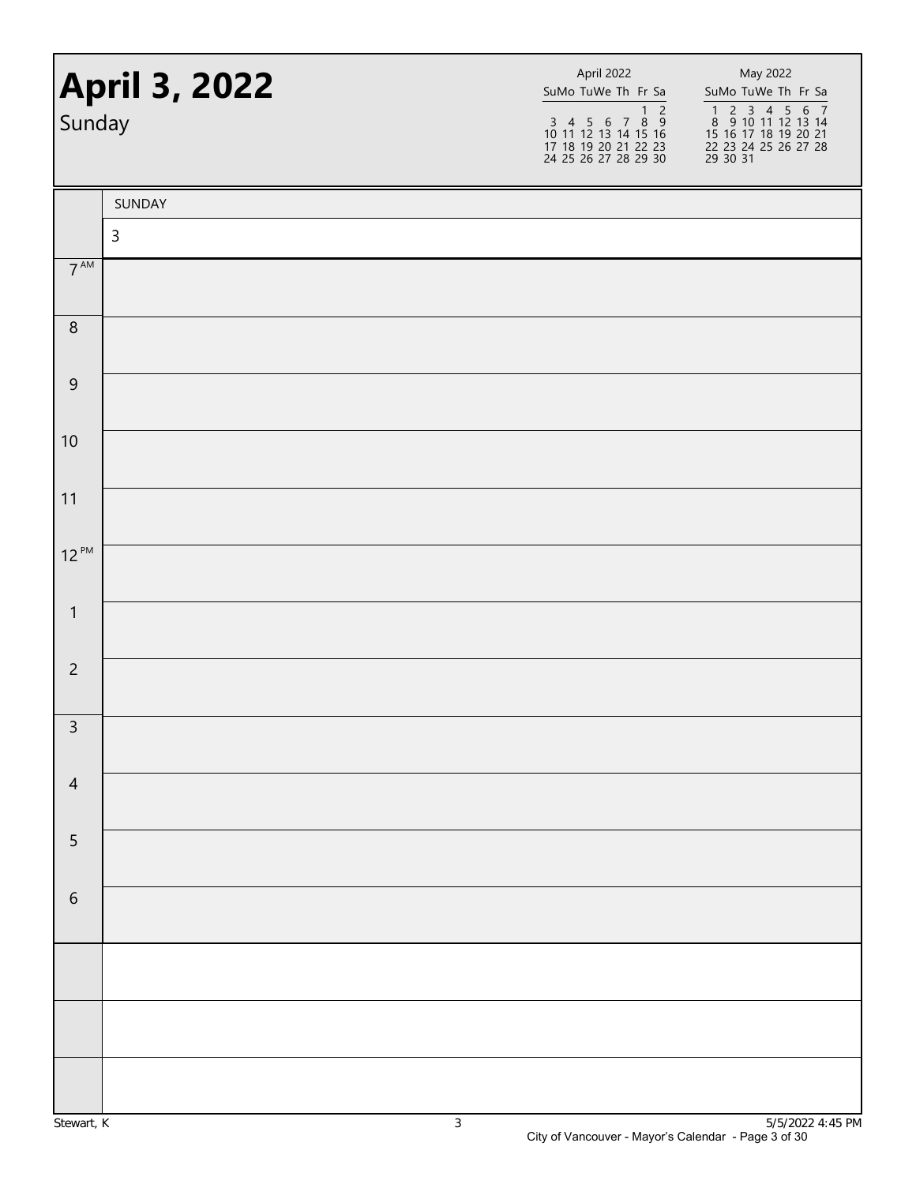# April 3, 2022

Sunday

| April 2022 | | | | | | |
|---|---|---|---|---|---|---|
| Su | Mo | Tu | We | Th | Fr | Sa |
| | | | | | 1 | 2 |
| 3 | 4 | 5 | 6 | 7 | 8 | 9 |
| 10 | 11 | 12 | 13 | 14 | 15 | 16 |
| 17 | 18 | 19 | 20 | 21 | 22 | 23 |
| 24 | 25 | 26 | 27 | 28 | 29 | 30 |

| May 2022 | | | | | | |
|---|---|---|---|---|---|---|
| Su | Mo | Tu | We | Th | Fr | Sa |
| 1 | 2 | 3 | 4 | 5 | 6 | 7 |
| 8 | 9 | 10 | 11 | 12 | 13 | 14 |
| 15 | 16 | 17 | 18 | 19 | 20 | 21 |
| 22 | 23 | 24 | 25 | 26 | 27 | 28 |
| 29 | 30 | 31 | | | | |

| | SUNDAY |
|---|---|
| | 3 |
| 7 AM | |
| 8 | |
| 9 | |
| 10 | |
| 11 | |
| 12 PM | |
| 1 | |
| 2 | |
| 3 | |
| 4 | |
| 5 | |
| 6 | |
| | |
| | |
| | |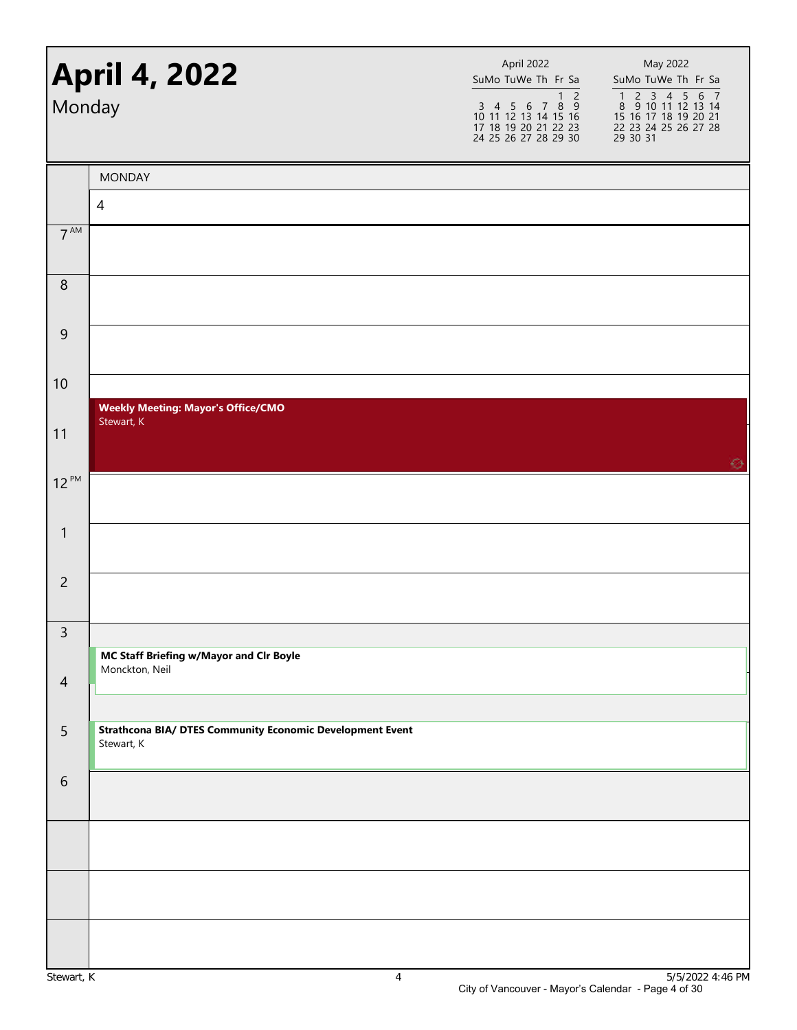# April 4, 2022

Monday

| April 2022 | | | | | | |
|---|---|---|---|---|---|---|
| Su | Mo | Tu | We | Th | Fr | Sa |
| | | | | | 1 | 2 |
| 3 | 4 | 5 | 6 | 7 | 8 | 9 |
| 10 | 11 | 12 | 13 | 14 | 15 | 16 |
| 17 | 18 | 19 | 20 | 21 | 22 | 23 |
| 24 | 25 | 26 | 27 | 28 | 29 | 30 |

| May 2022 | | | | | | |
|---|---|---|---|---|---|---|
| Su | Mo | Tu | We | Th | Fr | Sa |
| 1 | 2 | 3 | 4 | 5 | 6 | 7 |
| 8 | 9 | 10 | 11 | 12 | 13 | 14 |
| 15 | 16 | 17 | 18 | 19 | 20 | 21 |
| 22 | 23 | 24 | 25 | 26 | 27 | 28 |
| 29 | 30 | 31 | | | | |

| Time | MONDAY 4 |
|---|---|
| 7 AM | |
| 8 | |
| 9 | |
| 10 | **Weekly Meeting: Mayor's Office/CMO** Stewart, K |
| 11 | |
| 12 PM | |
| 1 | |
| 2 | |
| 3 | **MC Staff Briefing w/Mayor and Clr Boyle** Monckton, Neil |
| 4 | |
| 5 | **Strathcona BIA/ DTES Community Economic Development Event** Stewart, K |
| 6 | |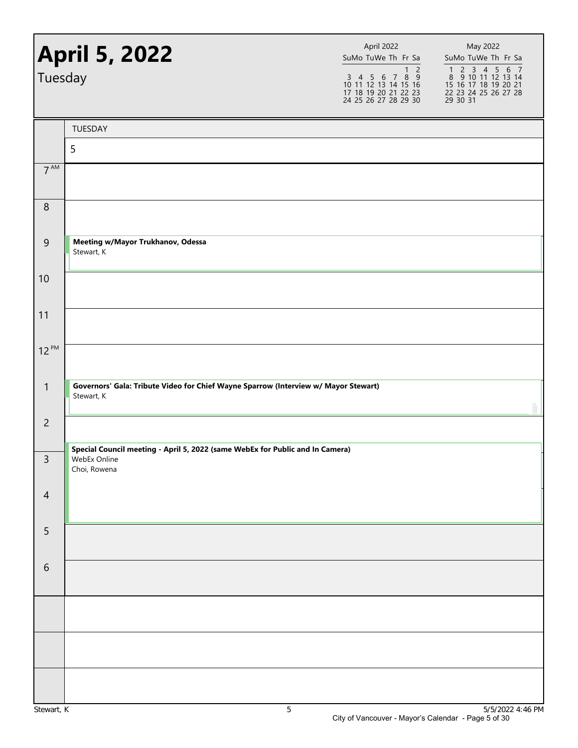# April 5, 2022

Tuesday

| April 2022 | | | | | | |
|---|---|---|---|---|---|---|
| Su | Mo | Tu | We | Th | Fr | Sa |
| | | | | | 1 | 2 |
| 3 | 4 | 5 | 6 | 7 | 8 | 9 |
| 10 | 11 | 12 | 13 | 14 | 15 | 16 |
| 17 | 18 | 19 | 20 | 21 | 22 | 23 |
| 24 | 25 | 26 | 27 | 28 | 29 | 30 |

| May 2022 | | | | | | |
|---|---|---|---|---|---|---|
| Su | Mo | Tu | We | Th | Fr | Sa |
| 1 | 2 | 3 | 4 | 5 | 6 | 7 |
| 8 | 9 | 10 | 11 | 12 | 13 | 14 |
| 15 | 16 | 17 | 18 | 19 | 20 | 21 |
| 22 | 23 | 24 | 25 | 26 | 27 | 28 |
| 29 | 30 | 31 | | | | |

| | TUESDAY 5 |
|---|---|
| 7 AM | |
| 8 | |
| 9 | **Meeting w/Mayor Trukhanov, Odessa** Stewart, K |
| 10 | |
| 11 | |
| 12 PM | |
| 1 | **Governors' Gala: Tribute Video for Chief Wayne Sparrow (Interview w/ Mayor Stewart)** Stewart, K |
| 2 | **Special Council meeting - April 5, 2022 (same WebEx for Public and In Camera)** WebEx Online Choi, Rowena |
| 3 | |
| 4 | |
| 5 | |
| 6 | |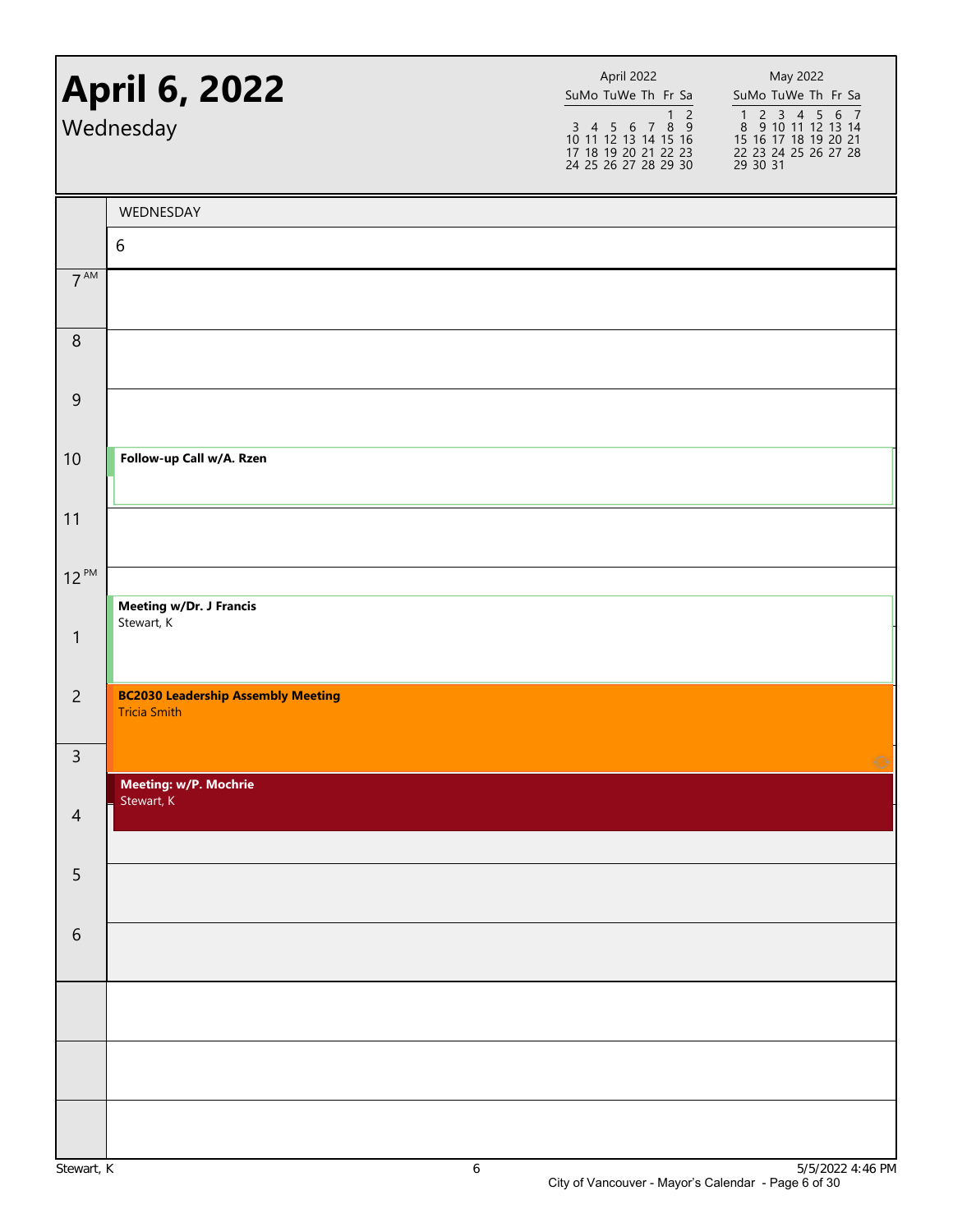# April 6, 2022

Wednesday

| April 2022 | | | | | | |
|---|---|---|---|---|---|---|
| Su | Mo | Tu | We | Th | Fr | Sa |
| | | | | | 1 | 2 |
| 3 | 4 | 5 | 6 | 7 | 8 | 9 |
| 10 | 11 | 12 | 13 | 14 | 15 | 16 |
| 17 | 18 | 19 | 20 | 21 | 22 | 23 |
| 24 | 25 | 26 | 27 | 28 | 29 | 30 |

| May 2022 | | | | | | |
|---|---|---|---|---|---|---|
| Su | Mo | Tu | We | Th | Fr | Sa |
| 1 | 2 | 3 | 4 | 5 | 6 | 7 |
| 8 | 9 | 10 | 11 | 12 | 13 | 14 |
| 15 | 16 | 17 | 18 | 19 | 20 | 21 |
| 22 | 23 | 24 | 25 | 26 | 27 | 28 |
| 29 | 30 | 31 | | | | |

| | WEDNESDAY 6 |
|---|---|
| 7 AM | |
| 8 | |
| 9 | |
| 10 | **Follow-up Call w/A. Rzen** |
| 11 | |
| 12 PM | **Meeting w/Dr. J Francis** Stewart, K |
| 1 | |
| 2 | **BC2030 Leadership Assembly Meeting** Tricia Smith |
| 3 | **Meeting: w/P. Mochrie** Stewart, K |
| 4 | |
| 5 | |
| 6 | |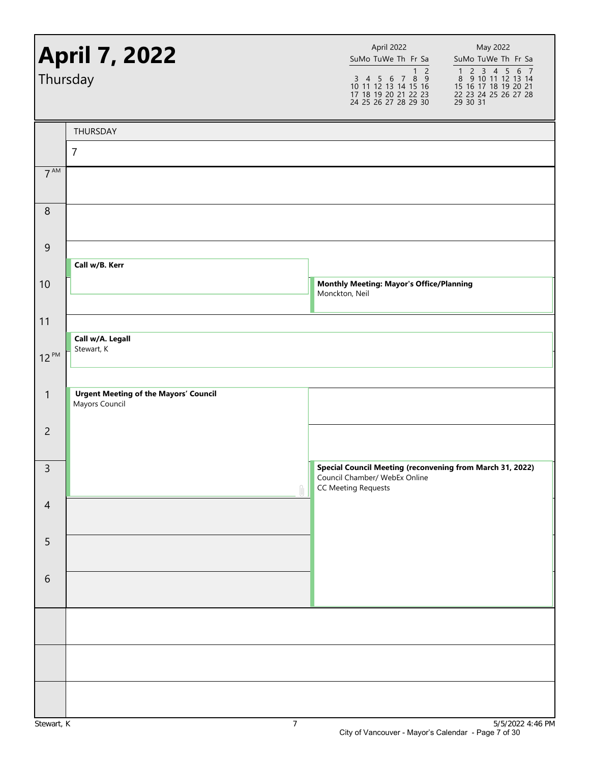# April 7, 2022

Thursday

| April 2022 | | | | | | |
|---|---|---|---|---|---|---|
| Su | Mo | Tu | We | Th | Fr | Sa |
| | | | | | 1 | 2 |
| 3 | 4 | 5 | 6 | 7 | 8 | 9 |
| 10 | 11 | 12 | 13 | 14 | 15 | 16 |
| 17 | 18 | 19 | 20 | 21 | 22 | 23 |
| 24 | 25 | 26 | 27 | 28 | 29 | 30 |

| May 2022 | | | | | | |
|---|---|---|---|---|---|---|
| Su | Mo | Tu | We | Th | Fr | Sa |
| 1 | 2 | 3 | 4 | 5 | 6 | 7 |
| 8 | 9 | 10 | 11 | 12 | 13 | 14 |
| 15 | 16 | 17 | 18 | 19 | 20 | 21 |
| 22 | 23 | 24 | 25 | 26 | 27 | 28 |
| 29 | 30 | 31 | | | | |

THURSDAY 7

| Time | Events |
|---|---|
| 7 AM | |
| 8 | |
| 9 | **Call w/B. Kerr** |
| 10 | **Monthly Meeting: Mayor's Office/Planning** Monckton, Neil |
| 11 | **Call w/A. Legall** Stewart, K |
| 12 PM | |
| 1 | **Urgent Meeting of the Mayors' Council** Mayors Council |
| 2 | |
| 3 | **Special Council Meeting (reconvening from March 31, 2022)** Council Chamber/ WebEx Online CC Meeting Requests |
| 4 | |
| 5 | |
| 6 | |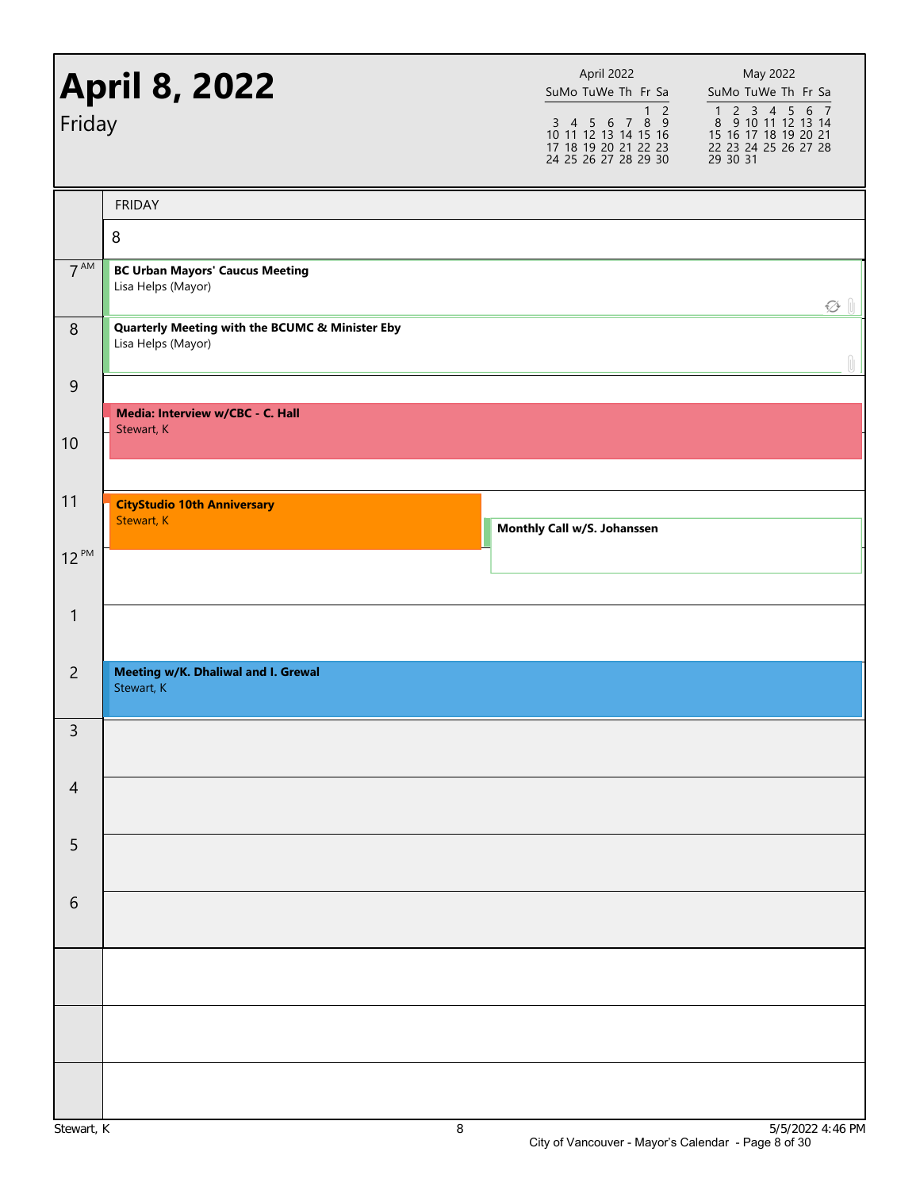# April 8, 2022

Friday

FRIDAY

8

| Time | Event |
|---|---|
| 7 AM | **BC Urban Mayors' Caucus Meeting** Lisa Helps (Mayor) |
| 8 | **Quarterly Meeting with the BCUMC & Minister Eby** Lisa Helps (Mayor) |
| 9 | |
| 10 | **Media: Interview w/CBC - C. Hall** Stewart, K |
| 11 | **CityStudio 10th Anniversary** Stewart, K |
| 11 | **Monthly Call w/S. Johanssen** |
| 12 PM | |
| 1 | |
| 2 | **Meeting w/K. Dhaliwal and I. Grewal** Stewart, K |
| 3 | |
| 4 | |
| 5 | |
| 6 | |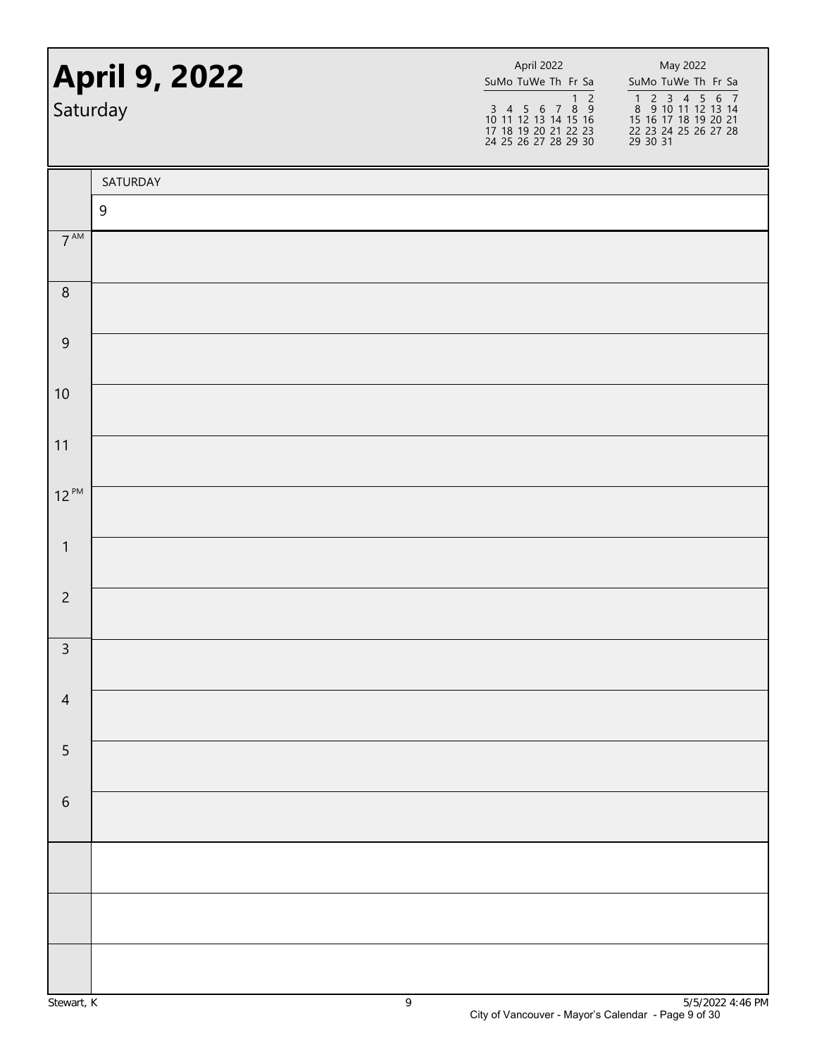# April 9, 2022

Saturday

| April 2022 | | | | | | |
|---|---|---|---|---|---|---|
| Su | Mo | Tu | We | Th | Fr | Sa |
| | | | | | 1 | 2 |
| 3 | 4 | 5 | 6 | 7 | 8 | 9 |
| 10 | 11 | 12 | 13 | 14 | 15 | 16 |
| 17 | 18 | 19 | 20 | 21 | 22 | 23 |
| 24 | 25 | 26 | 27 | 28 | 29 | 30 |

| May 2022 | | | | | | |
|---|---|---|---|---|---|---|
| Su | Mo | Tu | We | Th | Fr | Sa |
| 1 | 2 | 3 | 4 | 5 | 6 | 7 |
| 8 | 9 | 10 | 11 | 12 | 13 | 14 |
| 15 | 16 | 17 | 18 | 19 | 20 | 21 |
| 22 | 23 | 24 | 25 | 26 | 27 | 28 |
| 29 | 30 | 31 | | | | |

| | SATURDAY |
|---|---|
| | 9 |
| 7 AM | |
| 8 | |
| 9 | |
| 10 | |
| 11 | |
| 12 PM | |
| 1 | |
| 2 | |
| 3 | |
| 4 | |
| 5 | |
| 6 | |
| | |
| | |
| | |

Stewart, K

5/5/2022 4:46 PM

City of Vancouver - Mayor's Calendar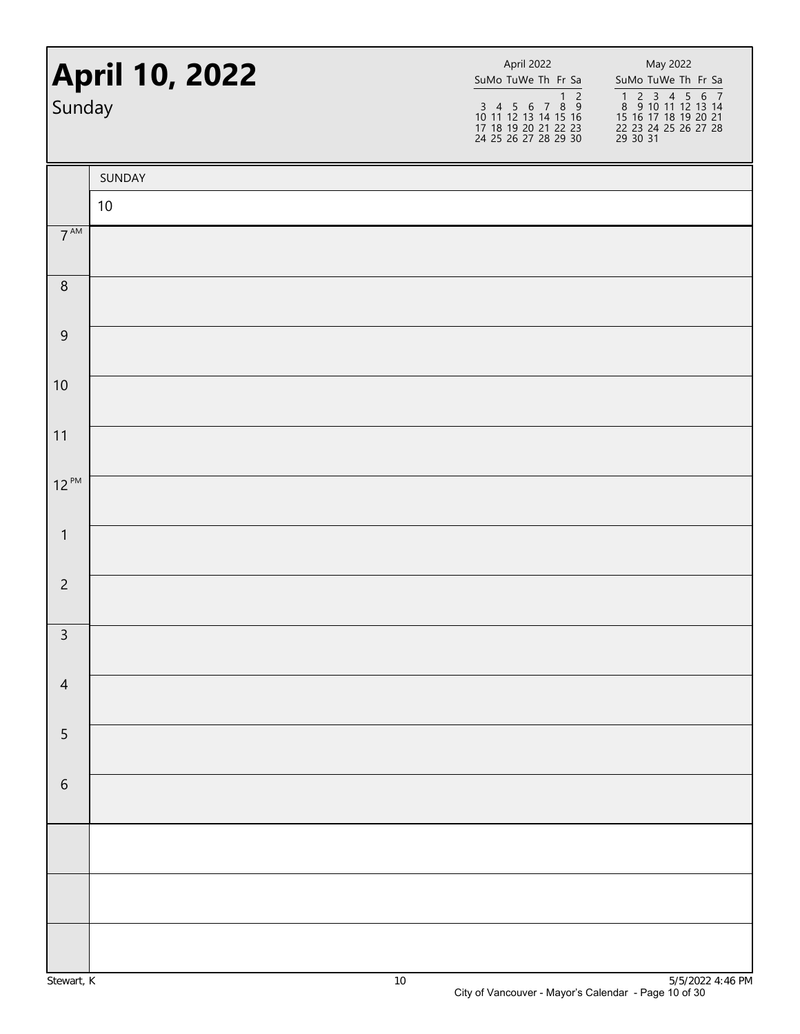# April 10, 2022

Sunday

| April 2022 | | | | | | |
|---|---|---|---|---|---|---|
| Su | Mo | Tu | We | Th | Fr | Sa |
| | | | | | 1 | 2 |
| 3 | 4 | 5 | 6 | 7 | 8 | 9 |
| 10 | 11 | 12 | 13 | 14 | 15 | 16 |
| 17 | 18 | 19 | 20 | 21 | 22 | 23 |
| 24 | 25 | 26 | 27 | 28 | 29 | 30 |

| May 2022 | | | | | | |
|---|---|---|---|---|---|---|
| Su | Mo | Tu | We | Th | Fr | Sa |
| 1 | 2 | 3 | 4 | 5 | 6 | 7 |
| 8 | 9 | 10 | 11 | 12 | 13 | 14 |
| 15 | 16 | 17 | 18 | 19 | 20 | 21 |
| 22 | 23 | 24 | 25 | 26 | 27 | 28 |
| 29 | 30 | 31 | | | | |

| | SUNDAY |
|---|---|
| | 10 |
| 7 AM | |
| 8 | |
| 9 | |
| 10 | |
| 11 | |
| 12 PM | |
| 1 | |
| 2 | |
| 3 | |
| 4 | |
| 5 | |
| 6 | |
| | |
| | |
| | |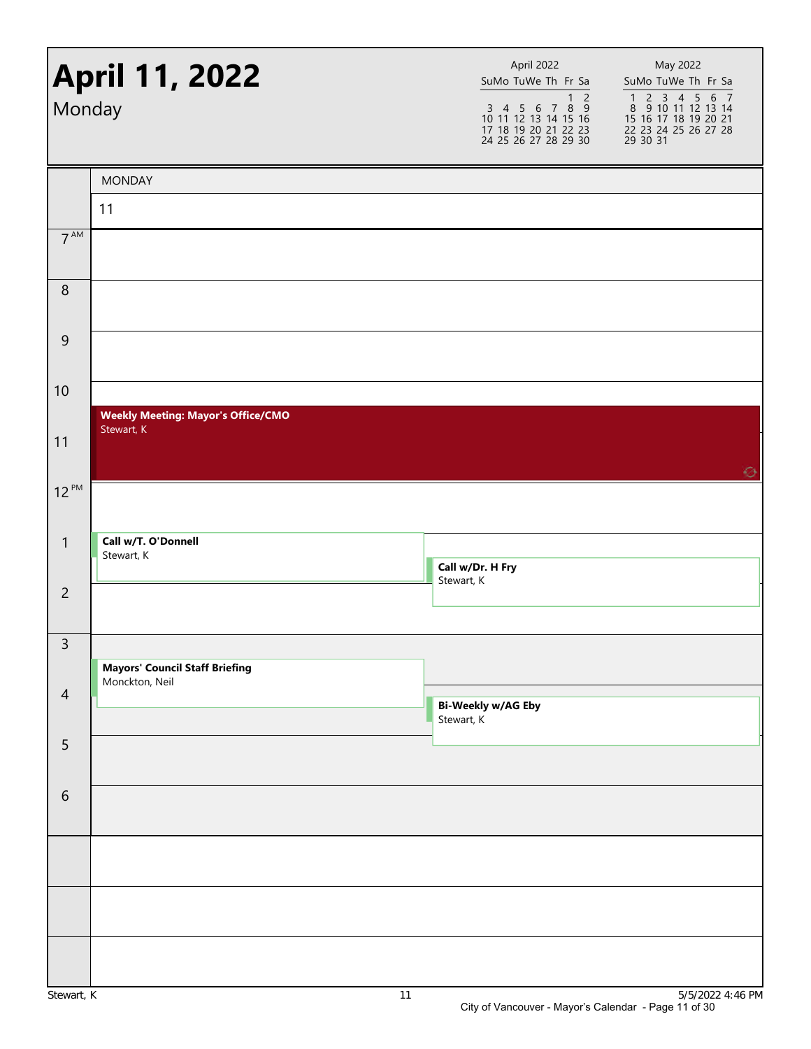# April 11, 2022

Monday

| April 2022 | | | | | | |
|---|---|---|---|---|---|---|
| Su | Mo | Tu | We | Th | Fr | Sa |
| | | | | | 1 | 2 |
| 3 | 4 | 5 | 6 | 7 | 8 | 9 |
| 10 | 11 | 12 | 13 | 14 | 15 | 16 |
| 17 | 18 | 19 | 20 | 21 | 22 | 23 |
| 24 | 25 | 26 | 27 | 28 | 29 | 30 |

| May 2022 | | | | | | |
|---|---|---|---|---|---|---|
| Su | Mo | Tu | We | Th | Fr | Sa |
| 1 | 2 | 3 | 4 | 5 | 6 | 7 |
| 8 | 9 | 10 | 11 | 12 | 13 | 14 |
| 15 | 16 | 17 | 18 | 19 | 20 | 21 |
| 22 | 23 | 24 | 25 | 26 | 27 | 28 |
| 29 | 30 | 31 | | | | |

MONDAY 11

| Time | Event |
|---|---|
| 7 AM | |
| 8 | |
| 9 | |
| 10 | |
| 10:30 – 12 PM | **Weekly Meeting: Mayor's Office/CMO** Stewart, K |
| 12 PM | |
| 1 | **Call w/T. O'Donnell** Stewart, K |
| 1:30 | **Call w/Dr. H Fry** Stewart, K |
| 2 | |
| 3:30 | **Mayors' Council Staff Briefing** Monckton, Neil |
| 4:15 | **Bi-Weekly w/AG Eby** Stewart, K |
| 5 | |
| 6 | |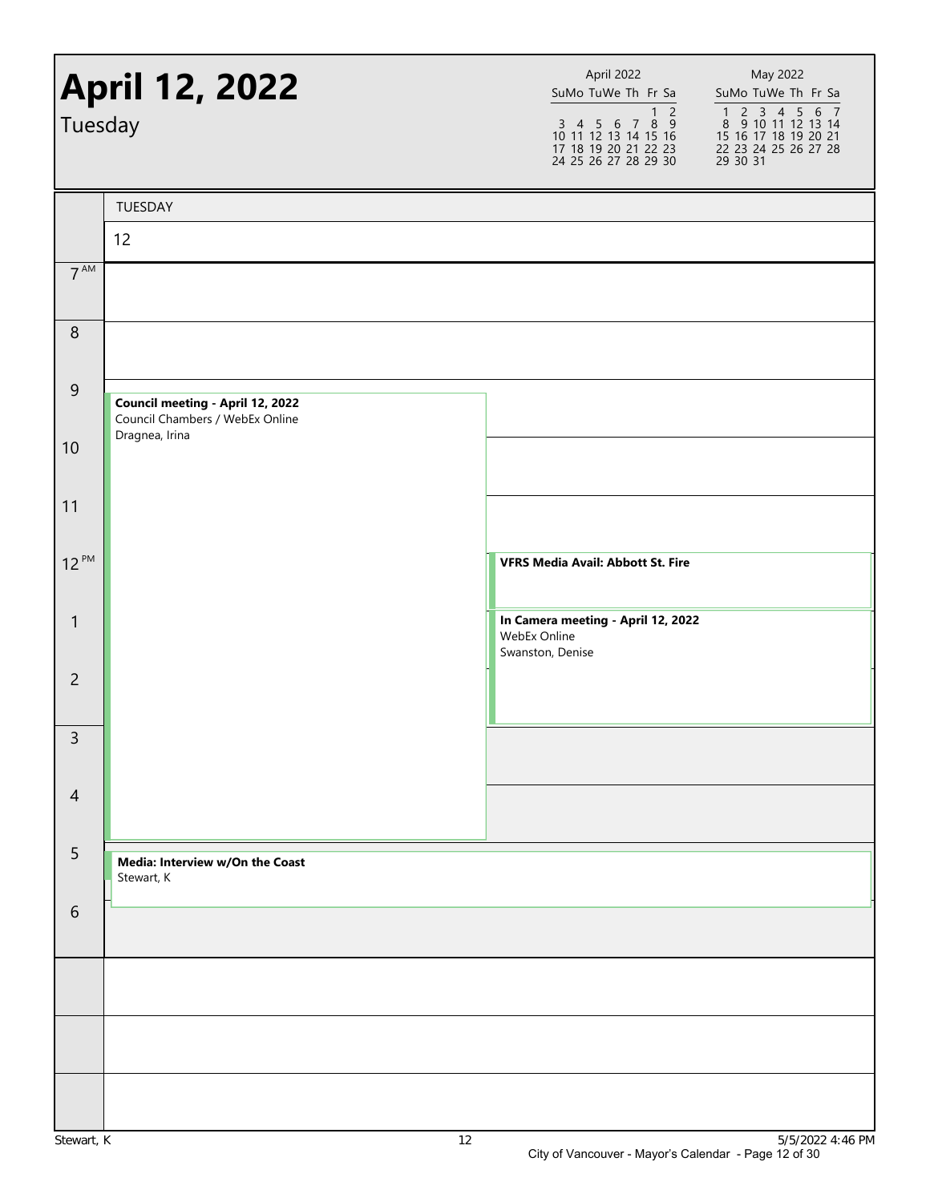# April 12, 2022

Tuesday

| April 2022 | | | | | | |
|---|---|---|---|---|---|---|
| Su | Mo | Tu | We | Th | Fr | Sa |
| | | | | | 1 | 2 |
| 3 | 4 | 5 | 6 | 7 | 8 | 9 |
| 10 | 11 | 12 | 13 | 14 | 15 | 16 |
| 17 | 18 | 19 | 20 | 21 | 22 | 23 |
| 24 | 25 | 26 | 27 | 28 | 29 | 30 |

| May 2022 | | | | | | |
|---|---|---|---|---|---|---|
| Su | Mo | Tu | We | Th | Fr | Sa |
| 1 | 2 | 3 | 4 | 5 | 6 | 7 |
| 8 | 9 | 10 | 11 | 12 | 13 | 14 |
| 15 | 16 | 17 | 18 | 19 | 20 | 21 |
| 22 | 23 | 24 | 25 | 26 | 27 | 28 |
| 29 | 30 | 31 | | | | |

TUESDAY

12

| Time | Event |
|---|---|
| 7 AM | |
| 8 | |
| 9 | **Council meeting - April 12, 2022**<br>Council Chambers / WebEx Online<br>Dragnea, Irina |
| 10 | |
| 11 | |
| 12 PM | **VFRS Media Avail: Abbott St. Fire** |
| 1 | **In Camera meeting - April 12, 2022**<br>WebEx Online<br>Swanston, Denise |
| 2 | |
| 3 | |
| 4 | |
| 5 | **Media: Interview w/On the Coast**<br>Stewart, K |
| 6 | |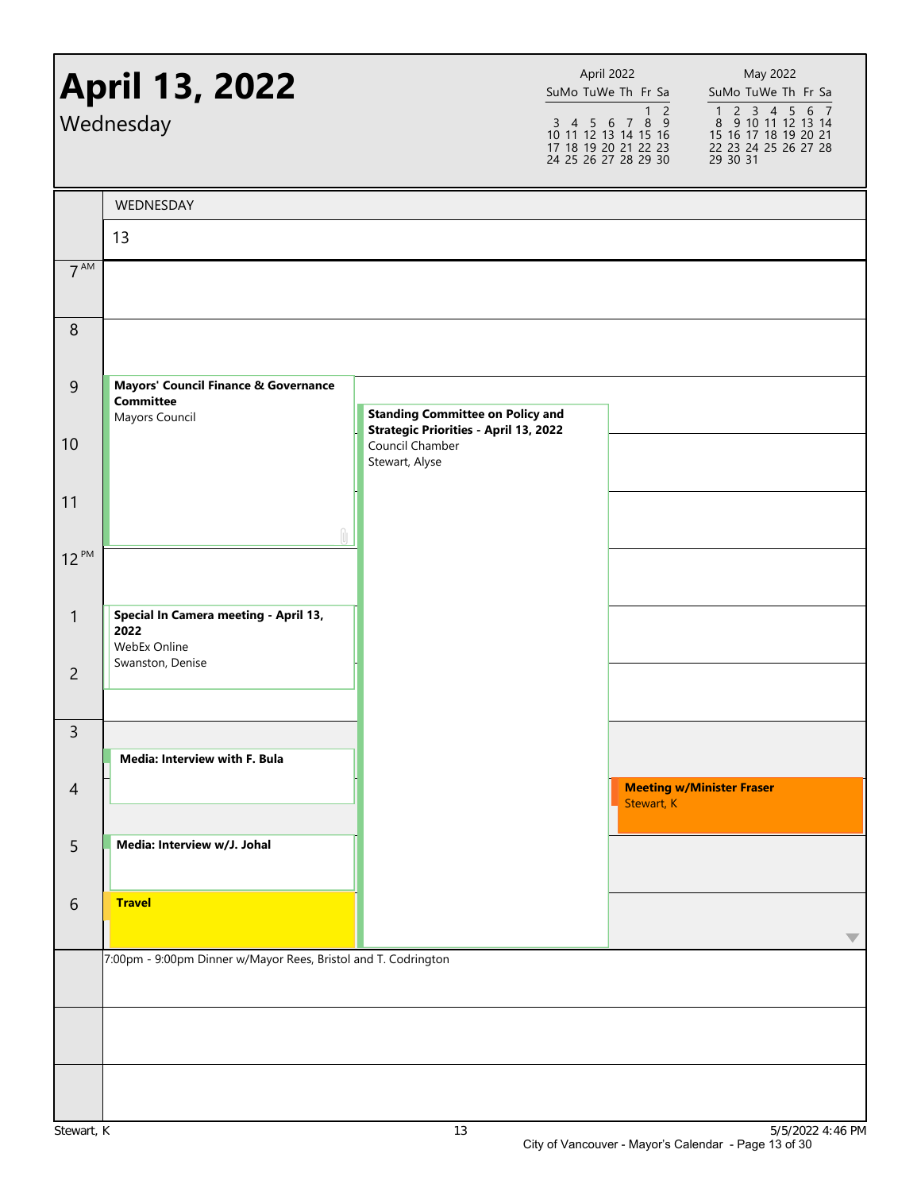# April 13, 2022

Wednesday

**WEDNESDAY 13**

- **9:00 AM – 12:00 PM** — **Mayors' Council Finance & Governance Committee**
  Mayors Council
- **9:30 AM – 7:00 PM** — **Standing Committee on Policy and Strategic Priorities - April 13, 2022**
  Council Chamber
  Stewart, Alyse
- **1:00 PM – 2:30 PM** — **Special In Camera meeting - April 13, 2022**
  WebEx Online
  Swanston, Denise
- **3:30 PM – 4:30 PM** — **Media: Interview with F. Bula**
- **4:00 PM – 5:00 PM** — **Meeting w/Minister Fraser**
  Stewart, K
- **5:00 PM – 6:00 PM** — **Media: Interview w/J. Johal**
- **6:00 PM – 7:00 PM** — **Travel**

7:00pm - 9:00pm Dinner w/Mayor Rees, Bristol and T. Codrington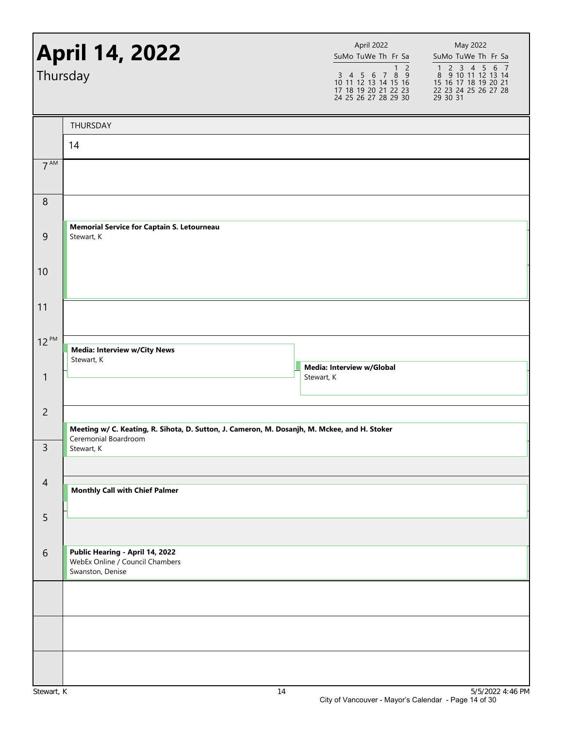# April 14, 2022

Thursday

| April 2022 | | | | | | |
|---|---|---|---|---|---|---|
| Su | Mo | Tu | We | Th | Fr | Sa |
| | | | | | 1 | 2 |
| 3 | 4 | 5 | 6 | 7 | 8 | 9 |
| 10 | 11 | 12 | 13 | 14 | 15 | 16 |
| 17 | 18 | 19 | 20 | 21 | 22 | 23 |
| 24 | 25 | 26 | 27 | 28 | 29 | 30 |

| May 2022 | | | | | | |
|---|---|---|---|---|---|---|
| Su | Mo | Tu | We | Th | Fr | Sa |
| 1 | 2 | 3 | 4 | 5 | 6 | 7 |
| 8 | 9 | 10 | 11 | 12 | 13 | 14 |
| 15 | 16 | 17 | 18 | 19 | 20 | 21 |
| 22 | 23 | 24 | 25 | 26 | 27 | 28 |
| 29 | 30 | 31 | | | | |

THURSDAY

14

| Time | Event |
|---|---|
| 7 AM | |
| 8 | |
| 9 | **Memorial Service for Captain S. Letourneau** Stewart, K |
| 10 | |
| 11 | |
| 12 PM | **Media: Interview w/City News** Stewart, K |
| 1 | **Media: Interview w/Global** Stewart, K |
| 2 | **Meeting w/ C. Keating, R. Sihota, D. Sutton, J. Cameron, M. Dosanjh, M. Mckee, and H. Stoker** Ceremonial Boardroom Stewart, K |
| 3 | |
| 4 | **Monthly Call with Chief Palmer** |
| 5 | |
| 6 | **Public Hearing - April 14, 2022** WebEx Online / Council Chambers Swanston, Denise |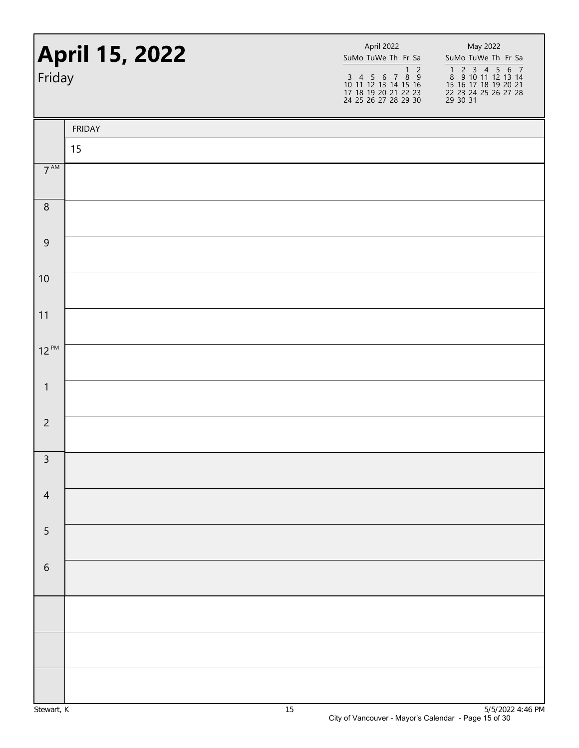# April 15, 2022

Friday

| April 2022 | | | | | | |
|---|---|---|---|---|---|---|
| Su | Mo | Tu | We | Th | Fr | Sa |
| | | | | | 1 | 2 |
| 3 | 4 | 5 | 6 | 7 | 8 | 9 |
| 10 | 11 | 12 | 13 | 14 | 15 | 16 |
| 17 | 18 | 19 | 20 | 21 | 22 | 23 |
| 24 | 25 | 26 | 27 | 28 | 29 | 30 |

| May 2022 | | | | | | |
|---|---|---|---|---|---|---|
| Su | Mo | Tu | We | Th | Fr | Sa |
| 1 | 2 | 3 | 4 | 5 | 6 | 7 |
| 8 | 9 | 10 | 11 | 12 | 13 | 14 |
| 15 | 16 | 17 | 18 | 19 | 20 | 21 |
| 22 | 23 | 24 | 25 | 26 | 27 | 28 |
| 29 | 30 | 31 | | | | |

| | FRIDAY |
|---|---|
| | 15 |
| 7 AM | |
| 8 | |
| 9 | |
| 10 | |
| 11 | |
| 12 PM | |
| 1 | |
| 2 | |
| 3 | |
| 4 | |
| 5 | |
| 6 | |
| | |
| | |
| | |

Stewart, K

5/5/2022 4:46 PM

City of Vancouver - Mayor's Calendar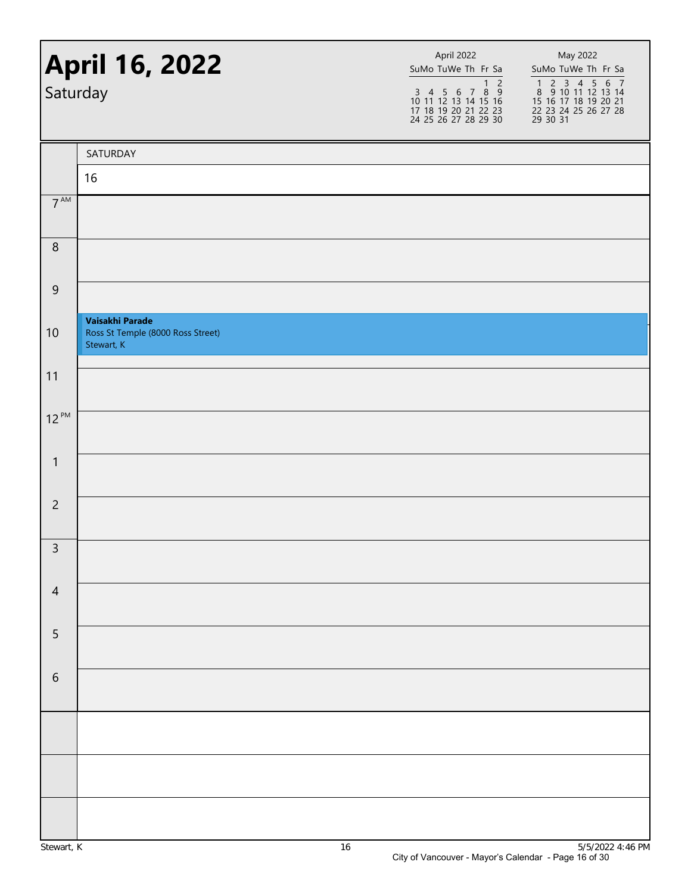# April 16, 2022

Saturday

| April 2022 | | | | | | |
|---|---|---|---|---|---|---|
| Su | Mo | Tu | We | Th | Fr | Sa |
| | | | | | 1 | 2 |
| 3 | 4 | 5 | 6 | 7 | 8 | 9 |
| 10 | 11 | 12 | 13 | 14 | 15 | 16 |
| 17 | 18 | 19 | 20 | 21 | 22 | 23 |
| 24 | 25 | 26 | 27 | 28 | 29 | 30 |

| May 2022 | | | | | | |
|---|---|---|---|---|---|---|
| Su | Mo | Tu | We | Th | Fr | Sa |
| 1 | 2 | 3 | 4 | 5 | 6 | 7 |
| 8 | 9 | 10 | 11 | 12 | 13 | 14 |
| 15 | 16 | 17 | 18 | 19 | 20 | 21 |
| 22 | 23 | 24 | 25 | 26 | 27 | 28 |
| 29 | 30 | 31 | | | | |

| | SATURDAY 16 |
|---|---|
| 7 AM | |
| 8 | |
| 9 | |
| 10 | **Vaisakhi Parade**<br>Ross St Temple (8000 Ross Street)<br>Stewart, K |
| 11 | |
| 12 PM | |
| 1 | |
| 2 | |
| 3 | |
| 4 | |
| 5 | |
| 6 | |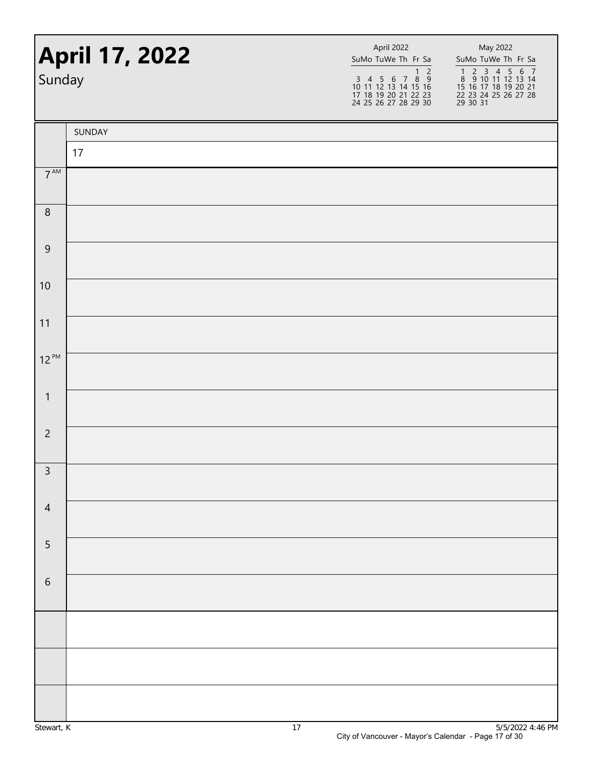# April 17, 2022

Sunday

| April 2022 | | | | | | |
|---|---|---|---|---|---|---|
| Su | Mo | Tu | We | Th | Fr | Sa |
| | | | | | 1 | 2 |
| 3 | 4 | 5 | 6 | 7 | 8 | 9 |
| 10 | 11 | 12 | 13 | 14 | 15 | 16 |
| 17 | 18 | 19 | 20 | 21 | 22 | 23 |
| 24 | 25 | 26 | 27 | 28 | 29 | 30 |

| May 2022 | | | | | | |
|---|---|---|---|---|---|---|
| Su | Mo | Tu | We | Th | Fr | Sa |
| 1 | 2 | 3 | 4 | 5 | 6 | 7 |
| 8 | 9 | 10 | 11 | 12 | 13 | 14 |
| 15 | 16 | 17 | 18 | 19 | 20 | 21 |
| 22 | 23 | 24 | 25 | 26 | 27 | 28 |
| 29 | 30 | 31 | | | | |

| | SUNDAY |
|---|---|
| | 17 |
| 7 AM | |
| 8 | |
| 9 | |
| 10 | |
| 11 | |
| 12 PM | |
| 1 | |
| 2 | |
| 3 | |
| 4 | |
| 5 | |
| 6 | |
| | |
| | |
| | |

Stewart, K

5/5/2022 4:46 PM

City of Vancouver - Mayor's Calendar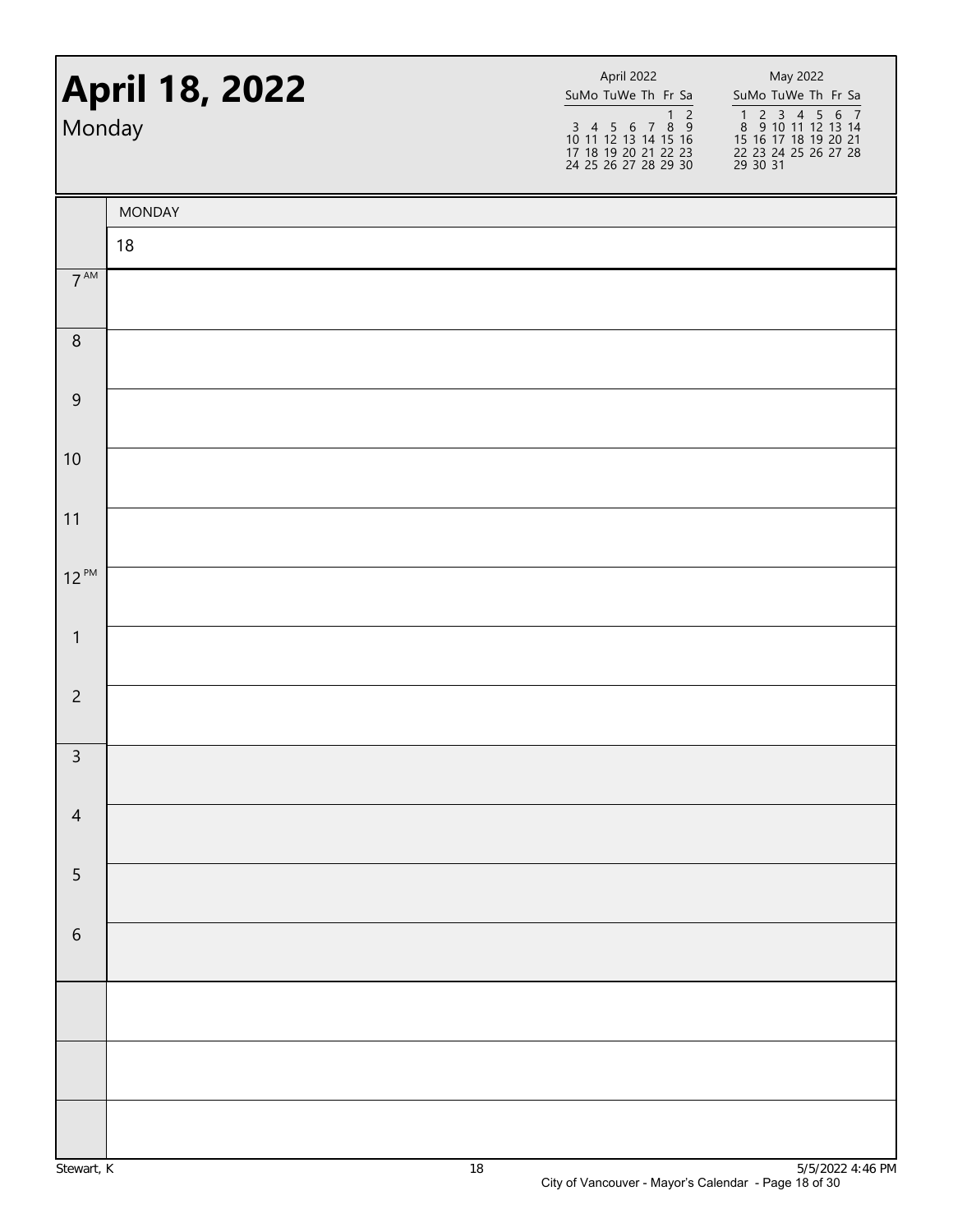# April 18, 2022

Monday

| April 2022 | | | | | | |
|---|---|---|---|---|---|---|
| Su | Mo | Tu | We | Th | Fr | Sa |
| | | | | | 1 | 2 |
| 3 | 4 | 5 | 6 | 7 | 8 | 9 |
| 10 | 11 | 12 | 13 | 14 | 15 | 16 |
| 17 | 18 | 19 | 20 | 21 | 22 | 23 |
| 24 | 25 | 26 | 27 | 28 | 29 | 30 |

| May 2022 | | | | | | |
|---|---|---|---|---|---|---|
| Su | Mo | Tu | We | Th | Fr | Sa |
| 1 | 2 | 3 | 4 | 5 | 6 | 7 |
| 8 | 9 | 10 | 11 | 12 | 13 | 14 |
| 15 | 16 | 17 | 18 | 19 | 20 | 21 |
| 22 | 23 | 24 | 25 | 26 | 27 | 28 |
| 29 | 30 | 31 | | | | |

| | MONDAY |
|---|---|
| | 18 |
| 7 AM | |
| 8 | |
| 9 | |
| 10 | |
| 11 | |
| 12 PM | |
| 1 | |
| 2 | |
| 3 | |
| 4 | |
| 5 | |
| 6 | |
| | |
| | |
| | |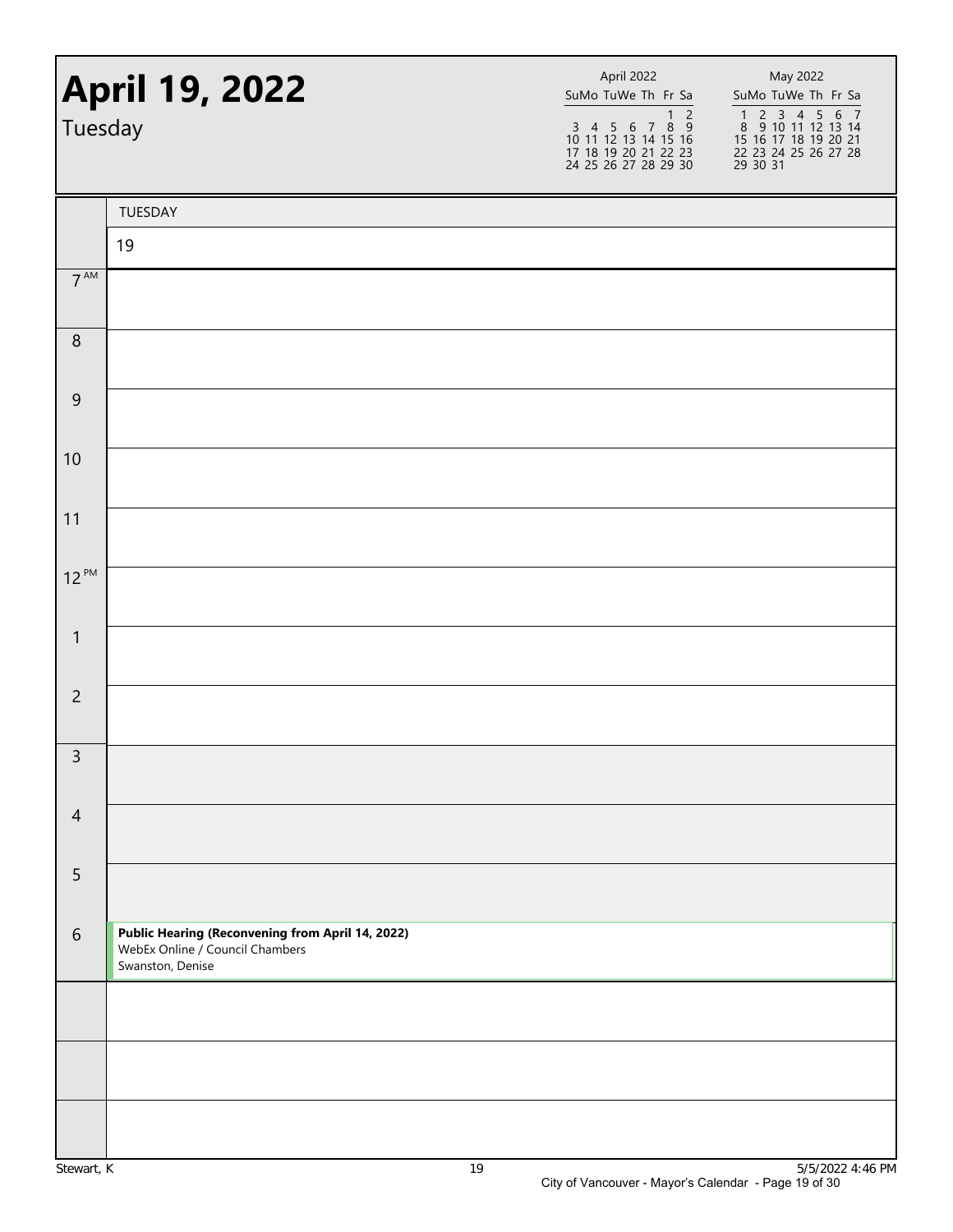# April 19, 2022

Tuesday

| April 2022 | | | | | | |
|---|---|---|---|---|---|---|
| Su | Mo | Tu | We | Th | Fr | Sa |
| | | | | | 1 | 2 |
| 3 | 4 | 5 | 6 | 7 | 8 | 9 |
| 10 | 11 | 12 | 13 | 14 | 15 | 16 |
| 17 | 18 | 19 | 20 | 21 | 22 | 23 |
| 24 | 25 | 26 | 27 | 28 | 29 | 30 |

| May 2022 | | | | | | |
|---|---|---|---|---|---|---|
| Su | Mo | Tu | We | Th | Fr | Sa |
| 1 | 2 | 3 | 4 | 5 | 6 | 7 |
| 8 | 9 | 10 | 11 | 12 | 13 | 14 |
| 15 | 16 | 17 | 18 | 19 | 20 | 21 |
| 22 | 23 | 24 | 25 | 26 | 27 | 28 |
| 29 | 30 | 31 | | | | |

| | TUESDAY |
|---|---|
| | 19 |
| 7 AM | |
| 8 | |
| 9 | |
| 10 | |
| 11 | |
| 12 PM | |
| 1 | |
| 2 | |
| 3 | |
| 4 | |
| 5 | |
| 6 | **Public Hearing (Reconvening from April 14, 2022)**<br>WebEx Online / Council Chambers<br>Swanston, Denise |
| | |
| | |
| | |

Stewart, K

5/5/2022 4:46 PM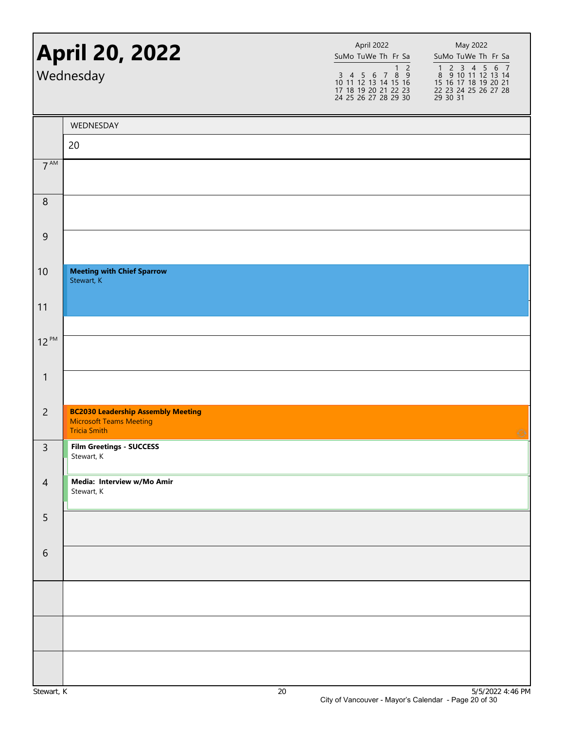# April 20, 2022

Wednesday

| April 2022 | | | | | | |
|---|---|---|---|---|---|---|
| Su | Mo | Tu | We | Th | Fr | Sa |
| | | | | | 1 | 2 |
| 3 | 4 | 5 | 6 | 7 | 8 | 9 |
| 10 | 11 | 12 | 13 | 14 | 15 | 16 |
| 17 | 18 | 19 | 20 | 21 | 22 | 23 |
| 24 | 25 | 26 | 27 | 28 | 29 | 30 |

| May 2022 | | | | | | |
|---|---|---|---|---|---|---|
| Su | Mo | Tu | We | Th | Fr | Sa |
| 1 | 2 | 3 | 4 | 5 | 6 | 7 |
| 8 | 9 | 10 | 11 | 12 | 13 | 14 |
| 15 | 16 | 17 | 18 | 19 | 20 | 21 |
| 22 | 23 | 24 | 25 | 26 | 27 | 28 |
| 29 | 30 | 31 | | | | |

| Time | WEDNESDAY 20 |
|---|---|
| 7 AM | |
| 8 | |
| 9 | |
| 10 | **Meeting with Chief Sparrow** Stewart, K |
| 11 | |
| 12 PM | |
| 1 | |
| 2 | **BC2030 Leadership Assembly Meeting** Microsoft Teams Meeting Tricia Smith |
| 3 | **Film Greetings - SUCCESS** Stewart, K |
| 4 | **Media: Interview w/Mo Amir** Stewart, K |
| 5 | |
| 6 | |

Stewart, K

5/5/2022 4:46 PM

City of Vancouver - Mayor's Calendar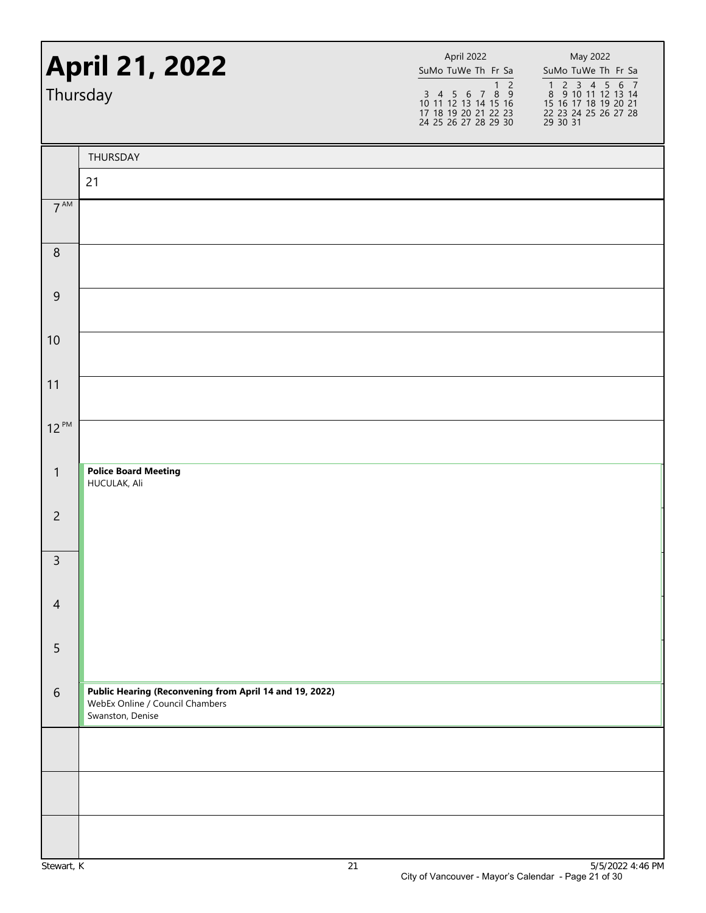# April 21, 2022

Thursday

| April 2022 | | | | | | |
|---|---|---|---|---|---|---|
| Su | Mo | Tu | We | Th | Fr | Sa |
| | | | | | 1 | 2 |
| 3 | 4 | 5 | 6 | 7 | 8 | 9 |
| 10 | 11 | 12 | 13 | 14 | 15 | 16 |
| 17 | 18 | 19 | 20 | 21 | 22 | 23 |
| 24 | 25 | 26 | 27 | 28 | 29 | 30 |

| May 2022 | | | | | | |
|---|---|---|---|---|---|---|
| Su | Mo | Tu | We | Th | Fr | Sa |
| 1 | 2 | 3 | 4 | 5 | 6 | 7 |
| 8 | 9 | 10 | 11 | 12 | 13 | 14 |
| 15 | 16 | 17 | 18 | 19 | 20 | 21 |
| 22 | 23 | 24 | 25 | 26 | 27 | 28 |
| 29 | 30 | 31 | | | | |

| | THURSDAY 21 |
|---|---|
| 7 AM | |
| 8 | |
| 9 | |
| 10 | |
| 11 | |
| 12 PM | |
| 1 | **Police Board Meeting**<br>HUCULAK, Ali |
| 2 | |
| 3 | |
| 4 | |
| 5 | |
| 6 | **Public Hearing (Reconvening from April 14 and 19, 2022)**<br>WebEx Online / Council Chambers<br>Swanston, Denise |

Stewart, K

5/5/2022 4:46 PM

City of Vancouver - Mayor's Calendar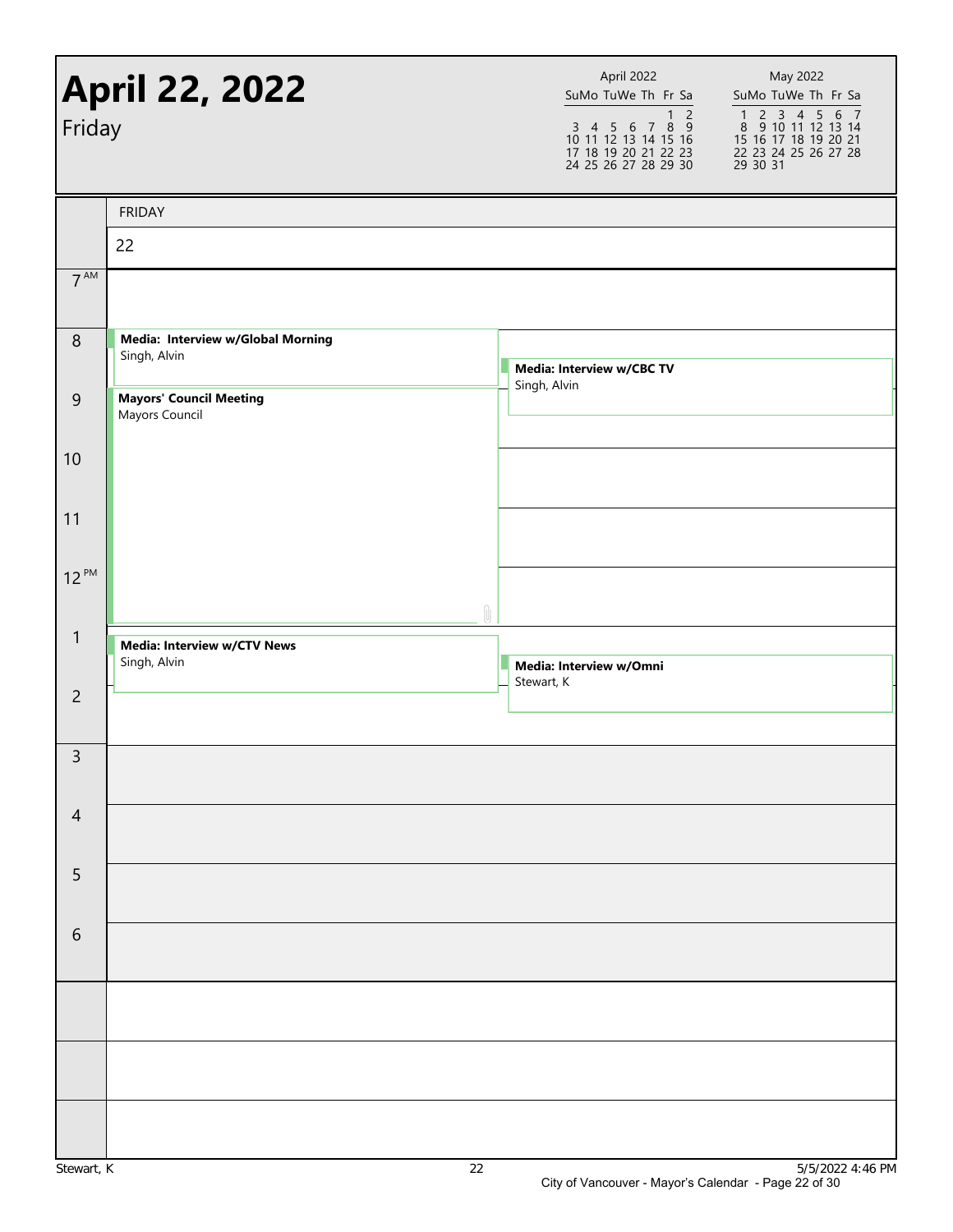# April 22, 2022

Friday

| April 2022 | | | | | | |
|---|---|---|---|---|---|---|
| Su | Mo | Tu | We | Th | Fr | Sa |
| | | | | | 1 | 2 |
| 3 | 4 | 5 | 6 | 7 | 8 | 9 |
| 10 | 11 | 12 | 13 | 14 | 15 | 16 |
| 17 | 18 | 19 | 20 | 21 | 22 | 23 |
| 24 | 25 | 26 | 27 | 28 | 29 | 30 |

| May 2022 | | | | | | |
|---|---|---|---|---|---|---|
| Su | Mo | Tu | We | Th | Fr | Sa |
| 1 | 2 | 3 | 4 | 5 | 6 | 7 |
| 8 | 9 | 10 | 11 | 12 | 13 | 14 |
| 15 | 16 | 17 | 18 | 19 | 20 | 21 |
| 22 | 23 | 24 | 25 | 26 | 27 | 28 |
| 29 | 30 | 31 | | | | |

FRIDAY

22

| Time | Event | Event |
|---|---|---|
| 7 AM | | |
| 8 | **Media: Interview w/Global Morning** Singh, Alvin | **Media: Interview w/CBC TV** Singh, Alvin |
| 9 | **Mayors' Council Meeting** Mayors Council | |
| 10 | | |
| 11 | | |
| 12 PM | | |
| 1 | **Media: Interview w/CTV News** Singh, Alvin | **Media: Interview w/Omni** Stewart, K |
| 2 | | |
| 3 | | |
| 4 | | |
| 5 | | |
| 6 | | |

Stewart, K

5/5/2022 4:46 PM

City of Vancouver - Mayor's Calendar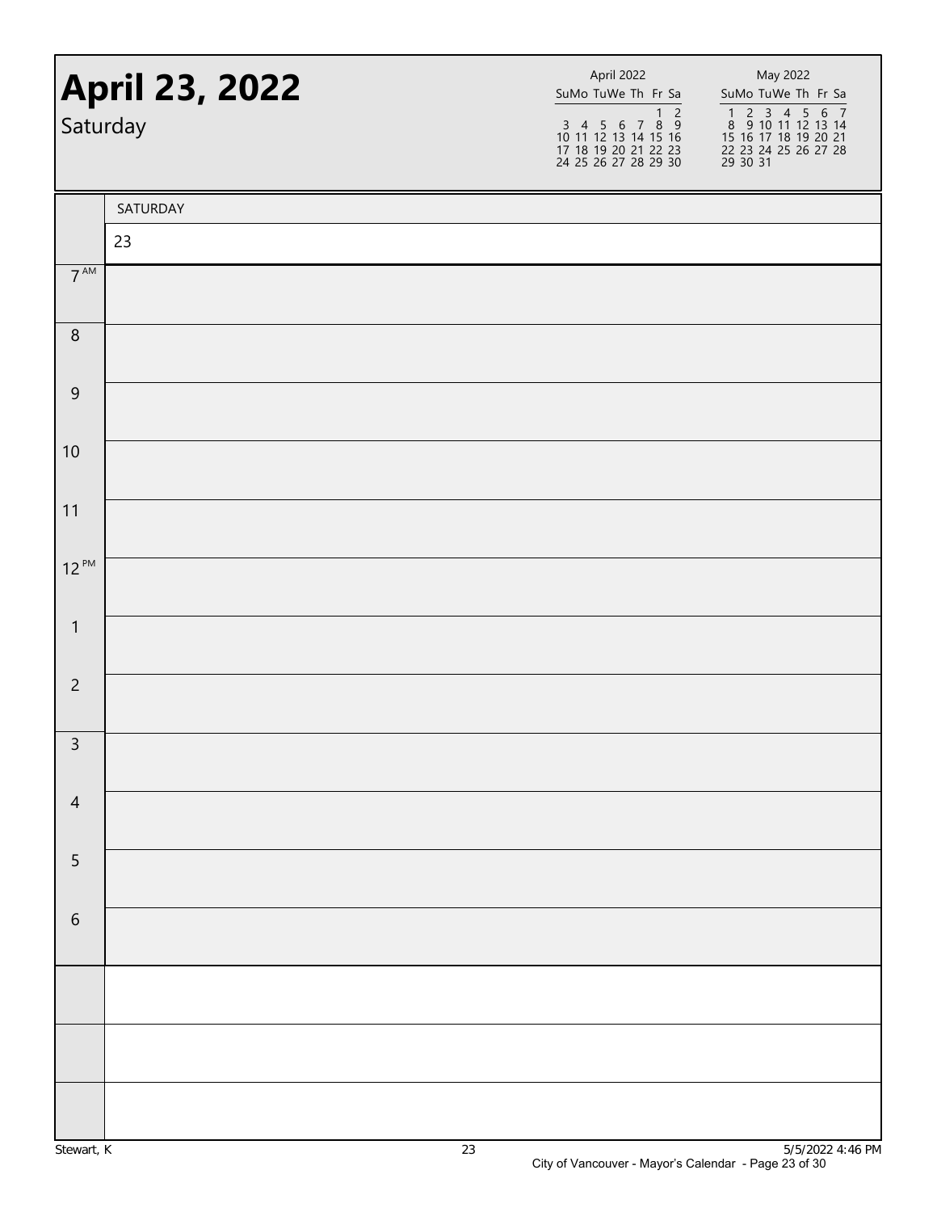# April 23, 2022

Saturday

| April 2022 | | | | | | |
|---|---|---|---|---|---|---|
| Su | Mo | Tu | We | Th | Fr | Sa |
| | | | | | 1 | 2 |
| 3 | 4 | 5 | 6 | 7 | 8 | 9 |
| 10 | 11 | 12 | 13 | 14 | 15 | 16 |
| 17 | 18 | 19 | 20 | 21 | 22 | 23 |
| 24 | 25 | 26 | 27 | 28 | 29 | 30 |

| May 2022 | | | | | | |
|---|---|---|---|---|---|---|
| Su | Mo | Tu | We | Th | Fr | Sa |
| 1 | 2 | 3 | 4 | 5 | 6 | 7 |
| 8 | 9 | 10 | 11 | 12 | 13 | 14 |
| 15 | 16 | 17 | 18 | 19 | 20 | 21 |
| 22 | 23 | 24 | 25 | 26 | 27 | 28 |
| 29 | 30 | 31 | | | | |

| | SATURDAY |
|---|---|
| | 23 |
| 7 AM | |
| 8 | |
| 9 | |
| 10 | |
| 11 | |
| 12 PM | |
| 1 | |
| 2 | |
| 3 | |
| 4 | |
| 5 | |
| 6 | |
| | |
| | |
| | |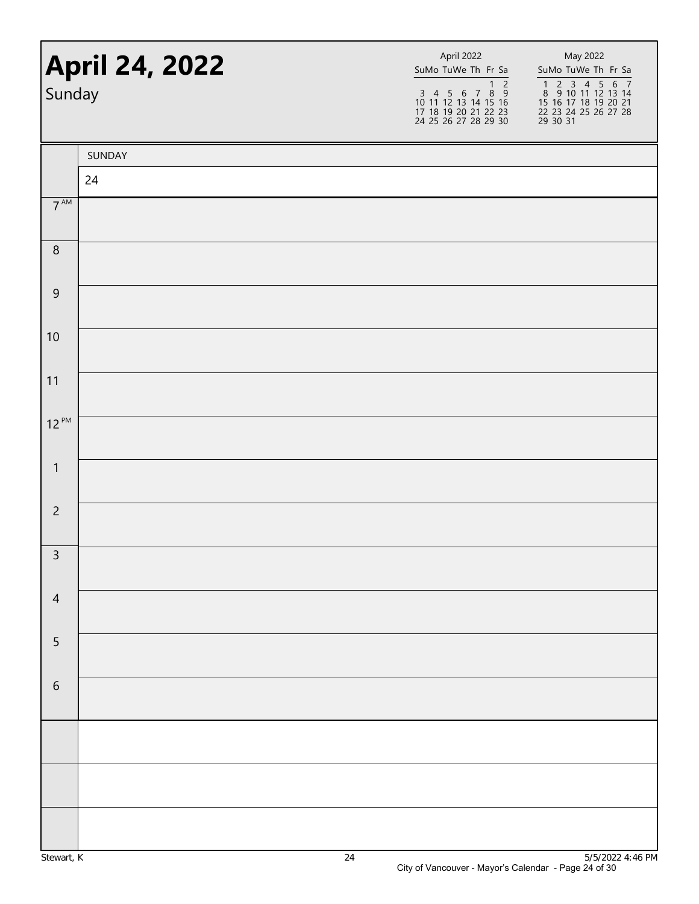# April 24, 2022

Sunday

| April 2022 | | | | | | |
|---|---|---|---|---|---|---|
| Su | Mo | Tu | We | Th | Fr | Sa |
| | | | | | 1 | 2 |
| 3 | 4 | 5 | 6 | 7 | 8 | 9 |
| 10 | 11 | 12 | 13 | 14 | 15 | 16 |
| 17 | 18 | 19 | 20 | 21 | 22 | 23 |
| 24 | 25 | 26 | 27 | 28 | 29 | 30 |

| May 2022 | | | | | | |
|---|---|---|---|---|---|---|
| Su | Mo | Tu | We | Th | Fr | Sa |
| 1 | 2 | 3 | 4 | 5 | 6 | 7 |
| 8 | 9 | 10 | 11 | 12 | 13 | 14 |
| 15 | 16 | 17 | 18 | 19 | 20 | 21 |
| 22 | 23 | 24 | 25 | 26 | 27 | 28 |
| 29 | 30 | 31 | | | | |

| | SUNDAY |
|---|---|
| | 24 |
| 7 AM | |
| 8 | |
| 9 | |
| 10 | |
| 11 | |
| 12 PM | |
| 1 | |
| 2 | |
| 3 | |
| 4 | |
| 5 | |
| 6 | |
| | |
| | |
| | |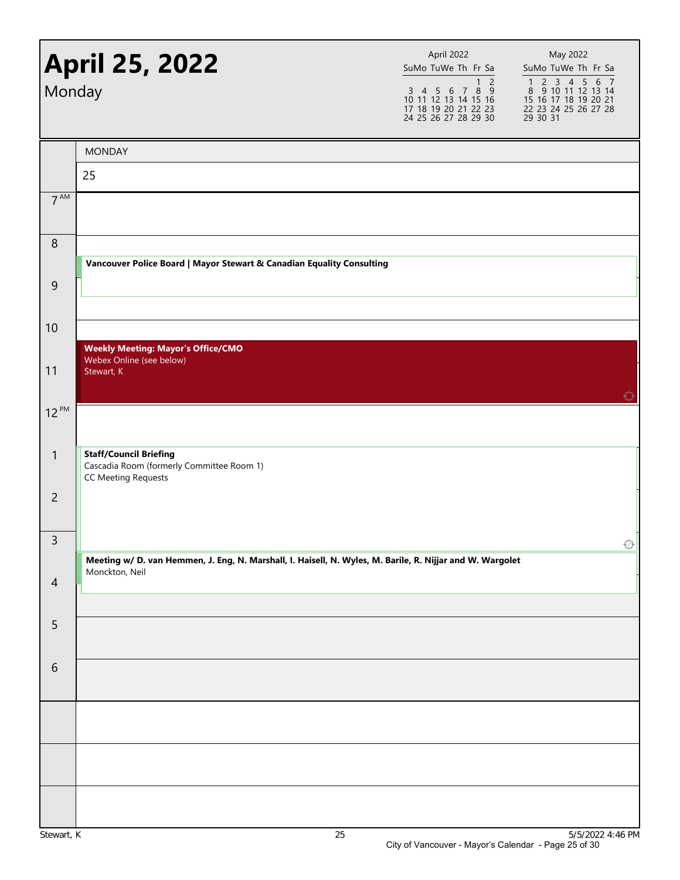# April 25, 2022

Monday

| April 2022 | | | | | | |
|---|---|---|---|---|---|---|
| Su | Mo | Tu | We | Th | Fr | Sa |
| | | | | | 1 | 2 |
| 3 | 4 | 5 | 6 | 7 | 8 | 9 |
| 10 | 11 | 12 | 13 | 14 | 15 | 16 |
| 17 | 18 | 19 | 20 | 21 | 22 | 23 |
| 24 | 25 | 26 | 27 | 28 | 29 | 30 |

| May 2022 | | | | | | |
|---|---|---|---|---|---|---|
| Su | Mo | Tu | We | Th | Fr | Sa |
| 1 | 2 | 3 | 4 | 5 | 6 | 7 |
| 8 | 9 | 10 | 11 | 12 | 13 | 14 |
| 15 | 16 | 17 | 18 | 19 | 20 | 21 |
| 22 | 23 | 24 | 25 | 26 | 27 | 28 |
| 29 | 30 | 31 | | | | |

MONDAY 25

| Time | Event |
|---|---|
| 7 AM | |
| 8 | **Vancouver Police Board \| Mayor Stewart & Canadian Equality Consulting** |
| 9 | |
| 10 | **Weekly Meeting: Mayor's Office/CMO** Webex Online (see below) Stewart, K |
| 11 | |
| 12 PM | |
| 1 | **Staff/Council Briefing** Cascadia Room (formerly Committee Room 1) CC Meeting Requests |
| 2 | |
| 3 | **Meeting w/ D. van Hemmen, J. Eng, N. Marshall, I. Haisell, N. Wyles, M. Barile, R. Nijjar and W. Wargolet** Monckton, Neil |
| 4 | |
| 5 | |
| 6 | |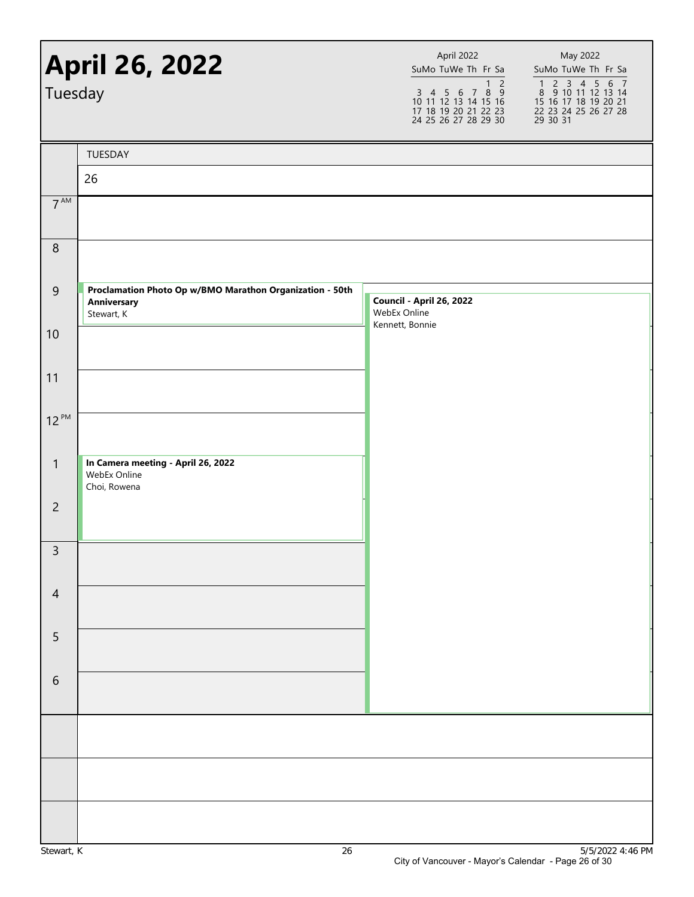# April 26, 2022

Tuesday

| April 2022 | | | | | | |
|---|---|---|---|---|---|---|
| Su | Mo | Tu | We | Th | Fr | Sa |
| | | | | | 1 | 2 |
| 3 | 4 | 5 | 6 | 7 | 8 | 9 |
| 10 | 11 | 12 | 13 | 14 | 15 | 16 |
| 17 | 18 | 19 | 20 | 21 | 22 | 23 |
| 24 | 25 | 26 | 27 | 28 | 29 | 30 |

| May 2022 | | | | | | |
|---|---|---|---|---|---|---|
| Su | Mo | Tu | We | Th | Fr | Sa |
| 1 | 2 | 3 | 4 | 5 | 6 | 7 |
| 8 | 9 | 10 | 11 | 12 | 13 | 14 |
| 15 | 16 | 17 | 18 | 19 | 20 | 21 |
| 22 | 23 | 24 | 25 | 26 | 27 | 28 |
| 29 | 30 | 31 | | | | |

TUESDAY 26

| Time | Events | |
|---|---|---|
| 7 AM | | |
| 8 | | |
| 9 | **Proclamation Photo Op w/BMO Marathon Organization - 50th Anniversary** Stewart, K | **Council - April 26, 2022** WebEx Online Kennett, Bonnie |
| 10 | | |
| 11 | | |
| 12 PM | | |
| 1 | **In Camera meeting - April 26, 2022** WebEx Online Choi, Rowena | |
| 2 | | |
| 3 | | |
| 4 | | |
| 5 | | |
| 6 | | |

5/5/2022 4:46 PM

City of Vancouver - Mayor's Calendar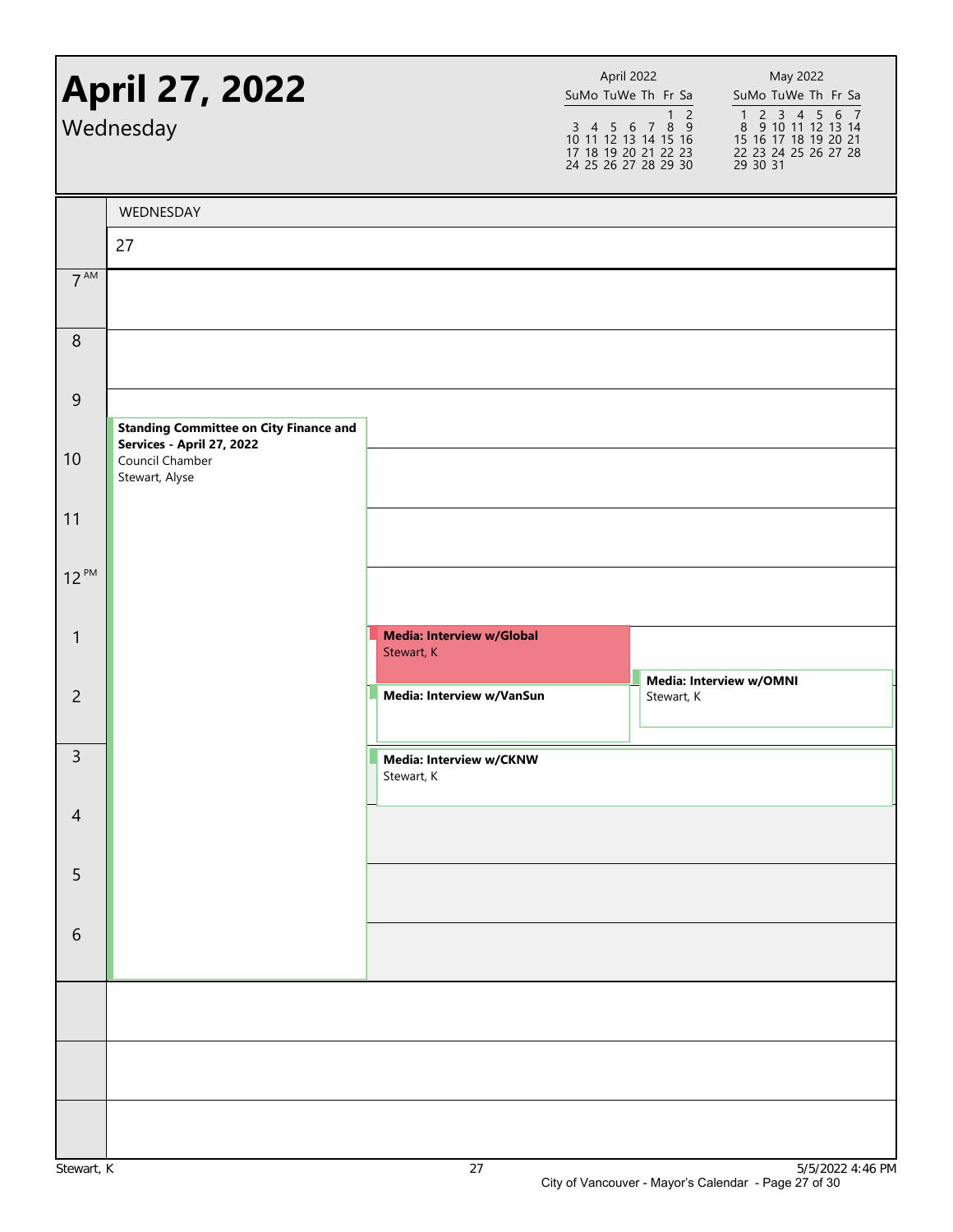# April 27, 2022

Wednesday

| April 2022 | | | | | | |
|---|---|---|---|---|---|---|
| Su | Mo | Tu | We | Th | Fr | Sa |
| | | | | | 1 | 2 |
| 3 | 4 | 5 | 6 | 7 | 8 | 9 |
| 10 | 11 | 12 | 13 | 14 | 15 | 16 |
| 17 | 18 | 19 | 20 | 21 | 22 | 23 |
| 24 | 25 | 26 | 27 | 28 | 29 | 30 |

| May 2022 | | | | | | |
|---|---|---|---|---|---|---|
| Su | Mo | Tu | We | Th | Fr | Sa |
| 1 | 2 | 3 | 4 | 5 | 6 | 7 |
| 8 | 9 | 10 | 11 | 12 | 13 | 14 |
| 15 | 16 | 17 | 18 | 19 | 20 | 21 |
| 22 | 23 | 24 | 25 | 26 | 27 | 28 |
| 29 | 30 | 31 | | | | |

WEDNESDAY 27

| Time | Event |
|---|---|
| 9:30 AM – 7:00 PM | **Standing Committee on City Finance and Services - April 27, 2022**<br>Council Chamber<br>Stewart, Alyse |
| 1:00 PM – 2:00 PM | **Media: Interview w/Global**<br>Stewart, K |
| 1:45 PM – 2:45 PM | **Media: Interview w/OMNI**<br>Stewart, K |
| 2:00 PM – 3:00 PM | **Media: Interview w/VanSun** |
| 3:00 PM – 4:00 PM | **Media: Interview w/CKNW**<br>Stewart, K |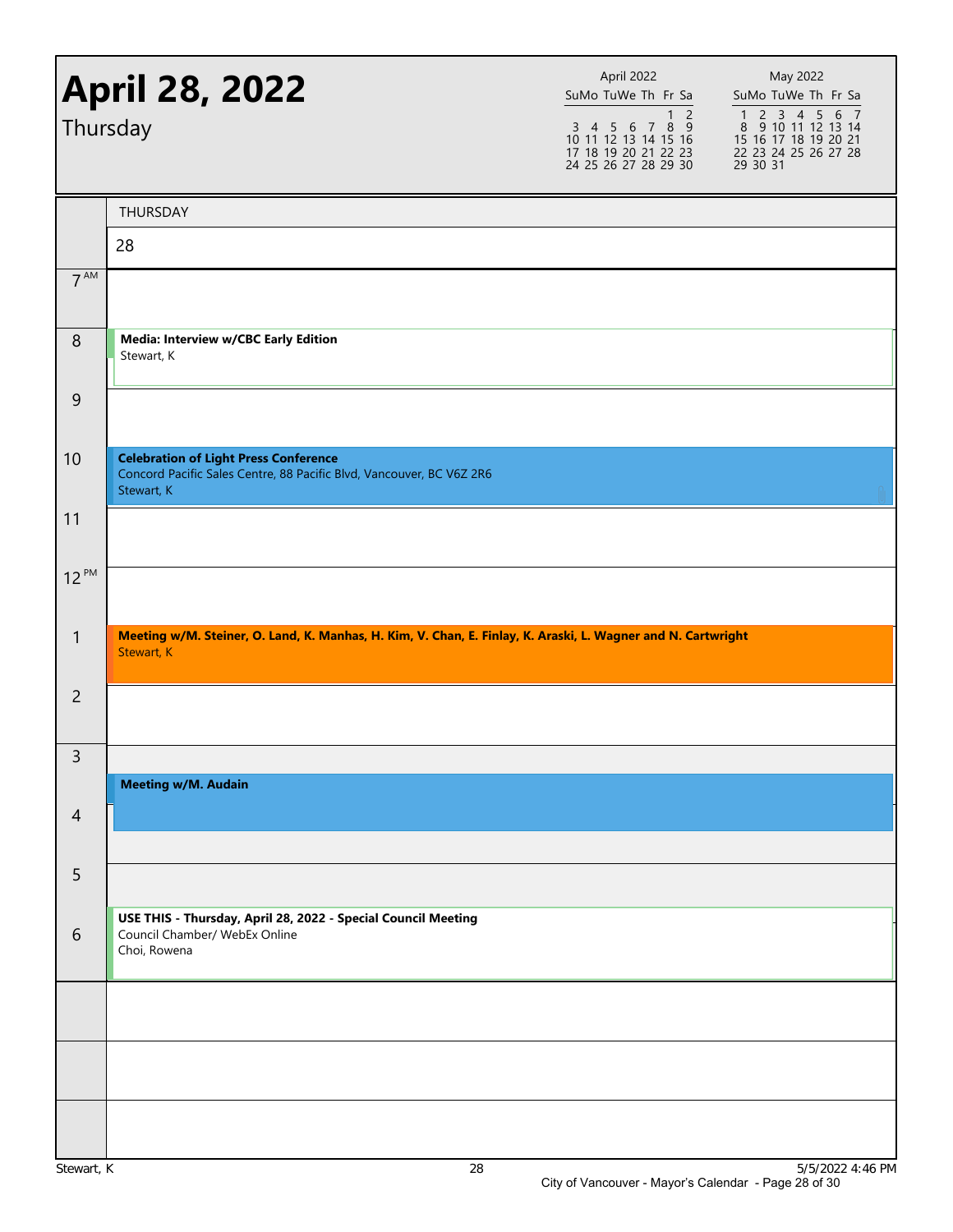# April 28, 2022

Thursday

| April 2022 | | | | | | |
|---|---|---|---|---|---|---|
| Su | Mo | Tu | We | Th | Fr | Sa |
| | | | | | 1 | 2 |
| 3 | 4 | 5 | 6 | 7 | 8 | 9 |
| 10 | 11 | 12 | 13 | 14 | 15 | 16 |
| 17 | 18 | 19 | 20 | 21 | 22 | 23 |
| 24 | 25 | 26 | 27 | 28 | 29 | 30 |

| May 2022 | | | | | | |
|---|---|---|---|---|---|---|
| Su | Mo | Tu | We | Th | Fr | Sa |
| 1 | 2 | 3 | 4 | 5 | 6 | 7 |
| 8 | 9 | 10 | 11 | 12 | 13 | 14 |
| 15 | 16 | 17 | 18 | 19 | 20 | 21 |
| 22 | 23 | 24 | 25 | 26 | 27 | 28 |
| 29 | 30 | 31 | | | | |

## THURSDAY 28

| Time | Event |
|---|---|
| 7 AM | |
| 8 | **Media: Interview w/CBC Early Edition**<br>Stewart, K |
| 9 | |
| 10 | **Celebration of Light Press Conference**<br>Concord Pacific Sales Centre, 88 Pacific Blvd, Vancouver, BC V6Z 2R6<br>Stewart, K |
| 11 | |
| 12 PM | |
| 1 | **Meeting w/M. Steiner, O. Land, K. Manhas, H. Kim, V. Chan, E. Finlay, K. Araski, L. Wagner and N. Cartwright**<br>Stewart, K |
| 2 | |
| 3 | **Meeting w/M. Audain** |
| 4 | |
| 5 | |
| 6 | **USE THIS - Thursday, April 28, 2022 - Special Council Meeting**<br>Council Chamber/ WebEx Online<br>Choi, Rowena |

Stewart, K

5/5/2022 4:46 PM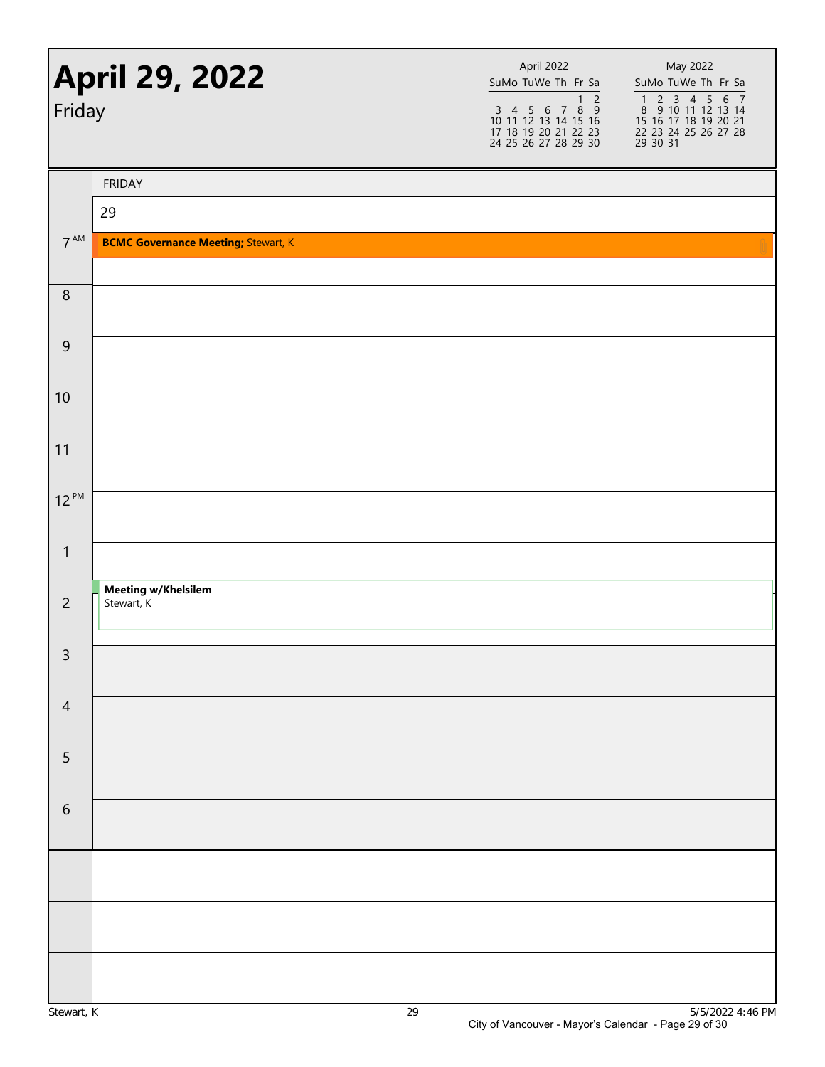# April 29, 2022

Friday

| April 2022 | | | | | | |
|---|---|---|---|---|---|---|
| Su | Mo | Tu | We | Th | Fr | Sa |
| | | | | | 1 | 2 |
| 3 | 4 | 5 | 6 | 7 | 8 | 9 |
| 10 | 11 | 12 | 13 | 14 | 15 | 16 |
| 17 | 18 | 19 | 20 | 21 | 22 | 23 |
| 24 | 25 | 26 | 27 | 28 | 29 | 30 |

| May 2022 | | | | | | |
|---|---|---|---|---|---|---|
| Su | Mo | Tu | We | Th | Fr | Sa |
| 1 | 2 | 3 | 4 | 5 | 6 | 7 |
| 8 | 9 | 10 | 11 | 12 | 13 | 14 |
| 15 | 16 | 17 | 18 | 19 | 20 | 21 |
| 22 | 23 | 24 | 25 | 26 | 27 | 28 |
| 29 | 30 | 31 | | | | |

| | FRIDAY 29 |
|---|---|
| 7 AM | **BCMC Governance Meeting;** Stewart, K |
| 8 | |
| 9 | |
| 10 | |
| 11 | |
| 12 PM | |
| 1 | |
| 2 | **Meeting w/Khelsilem** Stewart, K |
| 3 | |
| 4 | |
| 5 | |
| 6 | |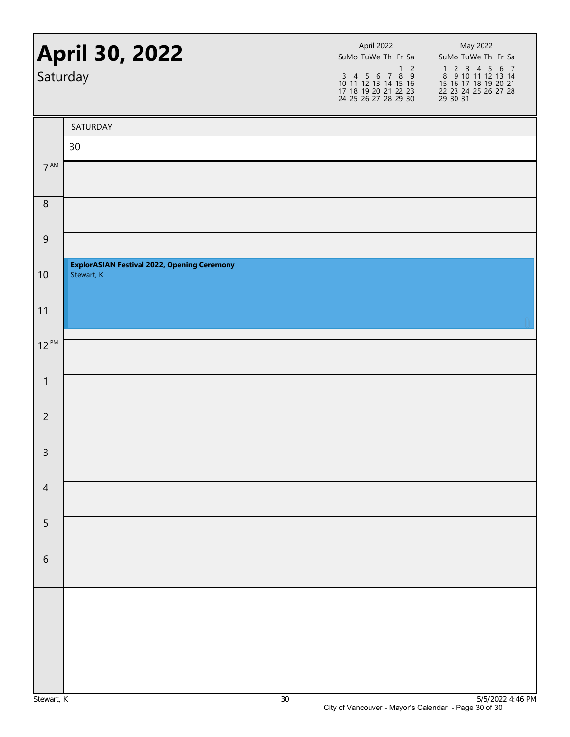# April 30, 2022

Saturday

| April 2022 | | | | | | |
|---|---|---|---|---|---|---|
| Su | Mo | Tu | We | Th | Fr | Sa |
| | | | | | 1 | 2 |
| 3 | 4 | 5 | 6 | 7 | 8 | 9 |
| 10 | 11 | 12 | 13 | 14 | 15 | 16 |
| 17 | 18 | 19 | 20 | 21 | 22 | 23 |
| 24 | 25 | 26 | 27 | 28 | 29 | 30 |

| May 2022 | | | | | | |
|---|---|---|---|---|---|---|
| Su | Mo | Tu | We | Th | Fr | Sa |
| 1 | 2 | 3 | 4 | 5 | 6 | 7 |
| 8 | 9 | 10 | 11 | 12 | 13 | 14 |
| 15 | 16 | 17 | 18 | 19 | 20 | 21 |
| 22 | 23 | 24 | 25 | 26 | 27 | 28 |
| 29 | 30 | 31 | | | | |

| | SATURDAY 30 |
|---|---|
| 7 AM | |
| 8 | |
| 9 | |
| 10 | **ExplorASIAN Festival 2022, Opening Ceremony** Stewart, K |
| 11 | |
| 12 PM | |
| 1 | |
| 2 | |
| 3 | |
| 4 | |
| 5 | |
| 6 | |

Stewart, K

5/5/2022 4:46 PM

City of Vancouver - Mayor's Calendar